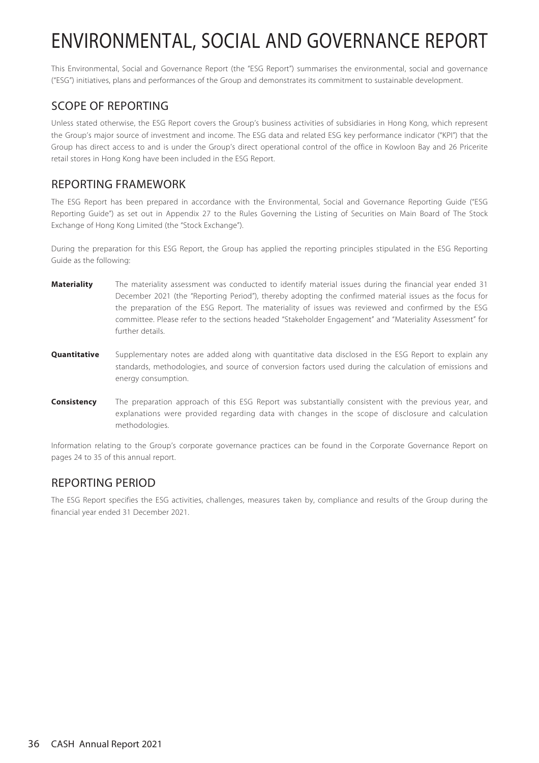# ENVIRONMENTAL, SOCIAL AND GOVERNANCE REPORT

This Environmental, Social and Governance Report (the "ESG Report") summarises the environmental, social and governance ("ESG") initiatives, plans and performances of the Group and demonstrates its commitment to sustainable development.

## SCOPE OF REPORTING

Unless stated otherwise, the ESG Report covers the Group's business activities of subsidiaries in Hong Kong, which represent the Group's major source of investment and income. The ESG data and related ESG key performance indicator ("KPI") that the Group has direct access to and is under the Group's direct operational control of the office in Kowloon Bay and 26 Pricerite retail stores in Hong Kong have been included in the ESG Report.

## REPORTING FRAMEWORK

The ESG Report has been prepared in accordance with the Environmental, Social and Governance Reporting Guide ("ESG Reporting Guide") as set out in Appendix 27 to the Rules Governing the Listing of Securities on Main Board of The Stock Exchange of Hong Kong Limited (the "Stock Exchange").

During the preparation for this ESG Report, the Group has applied the reporting principles stipulated in the ESG Reporting Guide as the following:

**Materiality** The materiality assessment was conducted to identify material issues during the financial year ended 31 December 2021 (the "Reporting Period"), thereby adopting the confirmed material issues as the focus for the preparation of the ESG Report. The materiality of issues was reviewed and confirmed by the ESG committee. Please refer to the sections headed "Stakeholder Engagement" and "Materiality Assessment" for further details.

**Quantitative** Supplementary notes are added along with quantitative data disclosed in the ESG Report to explain any standards, methodologies, and source of conversion factors used during the calculation of emissions and energy consumption.

**Consistency** The preparation approach of this ESG Report was substantially consistent with the previous year, and explanations were provided regarding data with changes in the scope of disclosure and calculation methodologies.

Information relating to the Group's corporate governance practices can be found in the Corporate Governance Report on pages 24 to 35 of this annual report.

## REPORTING PERIOD

The ESG Report specifies the ESG activities, challenges, measures taken by, compliance and results of the Group during the financial year ended 31 December 2021.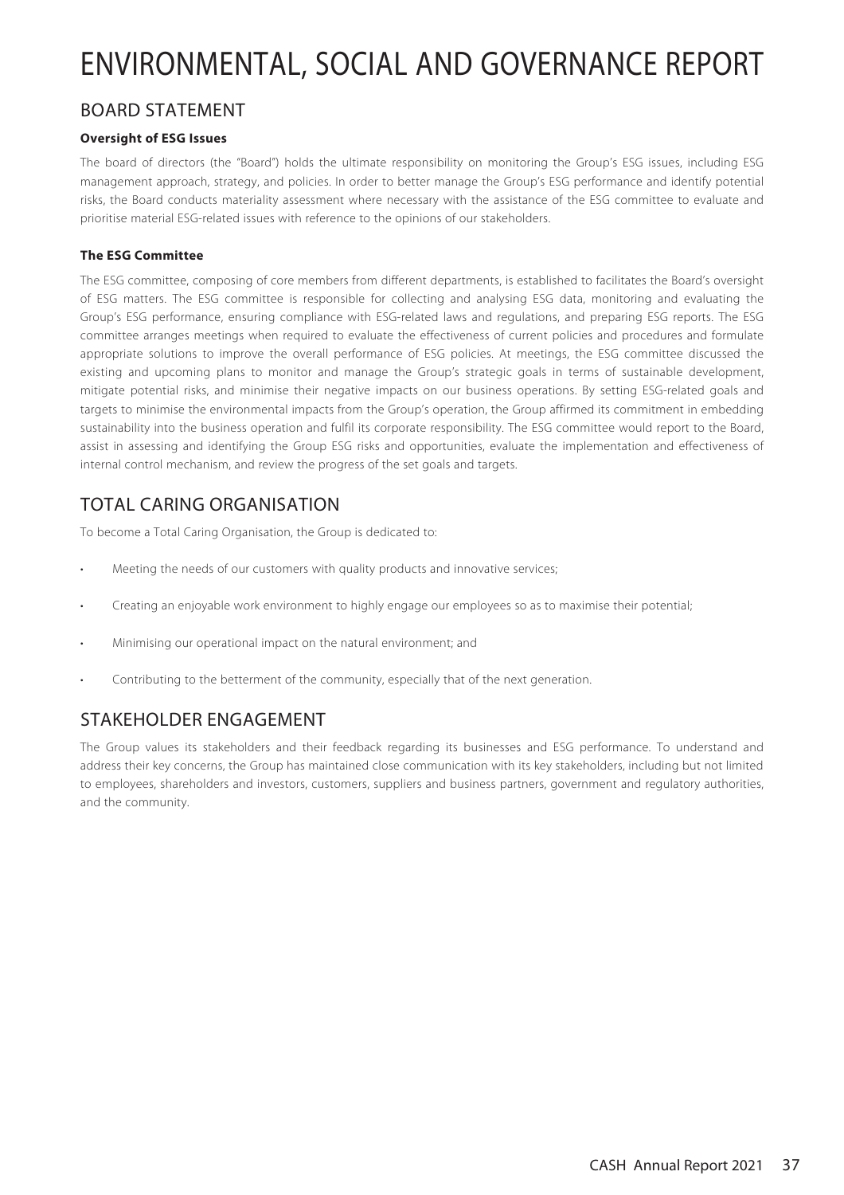# ENVIRONMENTAL, SOCIAL AND GOVERNANCE REPORT

## BOARD STATEMENT

**Oversight of ESG Issues**

The board of directors (the "Board") holds the ultimate responsibility on monitoring the Group's ESG issues, including ESG management approach, strategy, and policies. In order to better manage the Group's ESG performance and identify potential risks, the Board conducts materiality assessment where necessary with the assistance of the ESG committee to evaluate and prioritise material ESG-related issues with reference to the opinions of our stakeholders.

**The ESG Committee**

The ESG committee, composing of core members from different departments, is established to facilitates the Board's oversight of ESG matters. The ESG committee is responsible for collecting and analysing ESG data, monitoring and evaluating the Group's ESG performance, ensuring compliance with ESG-related laws and regulations, and preparing ESG reports. The ESG committee arranges meetings when required to evaluate the effectiveness of current policies and procedures and formulate appropriate solutions to improve the overall performance of ESG policies. At meetings, the ESG committee discussed the existing and upcoming plans to monitor and manage the Group's strategic goals in terms of sustainable development, mitigate potential risks, and minimise their negative impacts on our business operations. By setting ESG-related goals and targets to minimise the environmental impacts from the Group's operation, the Group affirmed its commitment in embedding sustainability into the business operation and fulfil its corporate responsibility. The ESG committee would report to the Board, assist in assessing and identifying the Group ESG risks and opportunities, evaluate the implementation and effectiveness of internal control mechanism, and review the progress of the set goals and targets.

## TOTAL CARING ORGANISATION

To become a Total Caring Organisation, the Group is dedicated to:

- Meeting the needs of our customers with quality products and innovative services;
- Creating an enjoyable work environment to highly engage our employees so as to maximise their potential;
- Minimising our operational impact on the natural environment; and
- Contributing to the betterment of the community, especially that of the next generation.

## STAKEHOLDER ENGAGEMENT

The Group values its stakeholders and their feedback regarding its businesses and ESG performance. To understand and address their key concerns, the Group has maintained close communication with its key stakeholders, including but not limited to employees, shareholders and investors, customers, suppliers and business partners, government and regulatory authorities, and the community.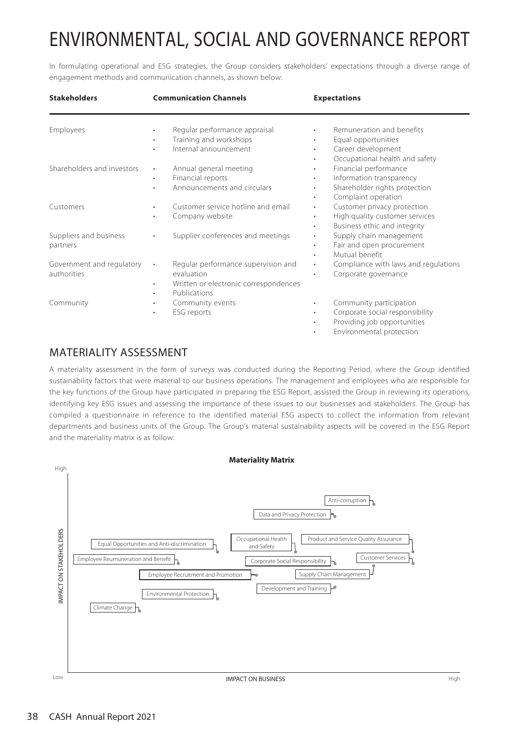# ENVIRONMENTAL, SOCIAL AND GOVERNANCE REPORT

In formulating operational and ESG strategies, the Group considers stakeholders' expectations through a diverse range of engagement methods and communication channels, as shown below:

| Stakeholders | Communication Channels | Expectations |
|---|---|---|
| Employees | • Regular performance appraisal<br>• Training and workshops<br>• Internal announcement | • Remuneration and benefits<br>• Equal opportunities<br>• Career development<br>• Occupational health and safety |
| Shareholders and investors | • Annual general meeting<br>• Financial reports<br>• Announcements and circulars | • Financial performance<br>• Information transparency<br>• Shareholder rights protection<br>• Complaint operation |
| Customers | • Customer service hotline and email<br>• Company website | • Customer privacy protection<br>• High quality customer services<br>• Business ethic and integrity |
| Suppliers and business partners | • Supplier conferences and meetings | • Supply chain management<br>• Fair and open procurement<br>• Mutual benefit |
| Government and regulatory authorities | • Regular performance supervision and evaluation<br>• Written or electronic correspondences<br>• Publications | • Compliance with laws and regulations<br>• Corporate governance |
| Community | • Community events<br>• ESG reports | • Community participation<br>• Corporate social responsibility<br>• Providing job opportunities<br>• Environmental protection |

## MATERIALITY ASSESSMENT

A materiality assessment in the form of surveys was conducted during the Reporting Period, where the Group identified sustainability factors that were material to our business operations. The management and employees who are responsible for the key functions of the Group have participated in preparing the ESG Report, assisted the Group in reviewing its operations, identifying key ESG issues and assessing the importance of these issues to our businesses and stakeholders. The Group has compiled a questionnaire in reference to the identified material ESG aspects to collect the information from relevant departments and business units of the Group. The Group's material sustainability aspects will be covered in the ESG Report and the materiality matrix is as follow:

**Materiality Matrix**

(Vertical axis: IMPACT ON STAKEHOLDERS, Low to High; Horizontal axis: IMPACT ON BUSINESS, Low to High)

- Anti-corruption
- Data and Privacy Protection
- Occupational Health and Safety
- Product and Service Quality Assurance
- Equal Opportunities and Anti-discrimination
- Employee Reumuneration and Benefit
- Corporate Social Responsibility
- Customer Services
- Employee Recruitment and Promotion
- Supply Chain Management
- Development and Training
- Environmental Protection
- Climate Change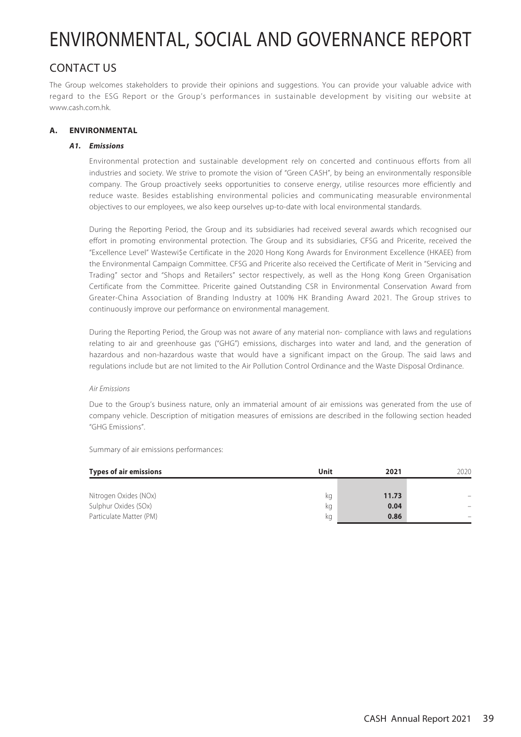# ENVIRONMENTAL, SOCIAL AND GOVERNANCE REPORT

## CONTACT US

The Group welcomes stakeholders to provide their opinions and suggestions. You can provide your valuable advice with regard to the ESG Report or the Group's performances in sustainable development by visiting our website at www.cash.com.hk.

### A. ENVIRONMENTAL

#### *A1. Emissions*

Environmental protection and sustainable development rely on concerted and continuous efforts from all industries and society. We strive to promote the vision of "Green CASH", by being an environmentally responsible company. The Group proactively seeks opportunities to conserve energy, utilise resources more efficiently and reduce waste. Besides establishing environmental policies and communicating measurable environmental objectives to our employees, we also keep ourselves up-to-date with local environmental standards.

During the Reporting Period, the Group and its subsidiaries had received several awards which recognised our effort in promoting environmental protection. The Group and its subsidiaries, CFSG and Pricerite, received the "Excellence Level" Wastewi$e Certificate in the 2020 Hong Kong Awards for Environment Excellence (HKAEE) from the Environmental Campaign Committee. CFSG and Pricerite also received the Certificate of Merit in "Servicing and Trading" sector and "Shops and Retailers" sector respectively, as well as the Hong Kong Green Organisation Certificate from the Committee. Pricerite gained Outstanding CSR in Environmental Conservation Award from Greater-China Association of Branding Industry at 100% HK Branding Award 2021. The Group strives to continuously improve our performance on environmental management.

During the Reporting Period, the Group was not aware of any material non- compliance with laws and regulations relating to air and greenhouse gas ("GHG") emissions, discharges into water and land, and the generation of hazardous and non-hazardous waste that would have a significant impact on the Group. The said laws and regulations include but are not limited to the Air Pollution Control Ordinance and the Waste Disposal Ordinance.

*Air Emissions*

Due to the Group's business nature, only an immaterial amount of air emissions was generated from the use of company vehicle. Description of mitigation measures of emissions are described in the following section headed "GHG Emissions".

Summary of air emissions performances:

| Types of air emissions | Unit | 2021 | 2020 |
|---|---|---|---|
| Nitrogen Oxides (NOx) | kg | **11.73** | – |
| Sulphur Oxides (SOx) | kg | **0.04** | – |
| Particulate Matter (PM) | kg | **0.86** | – |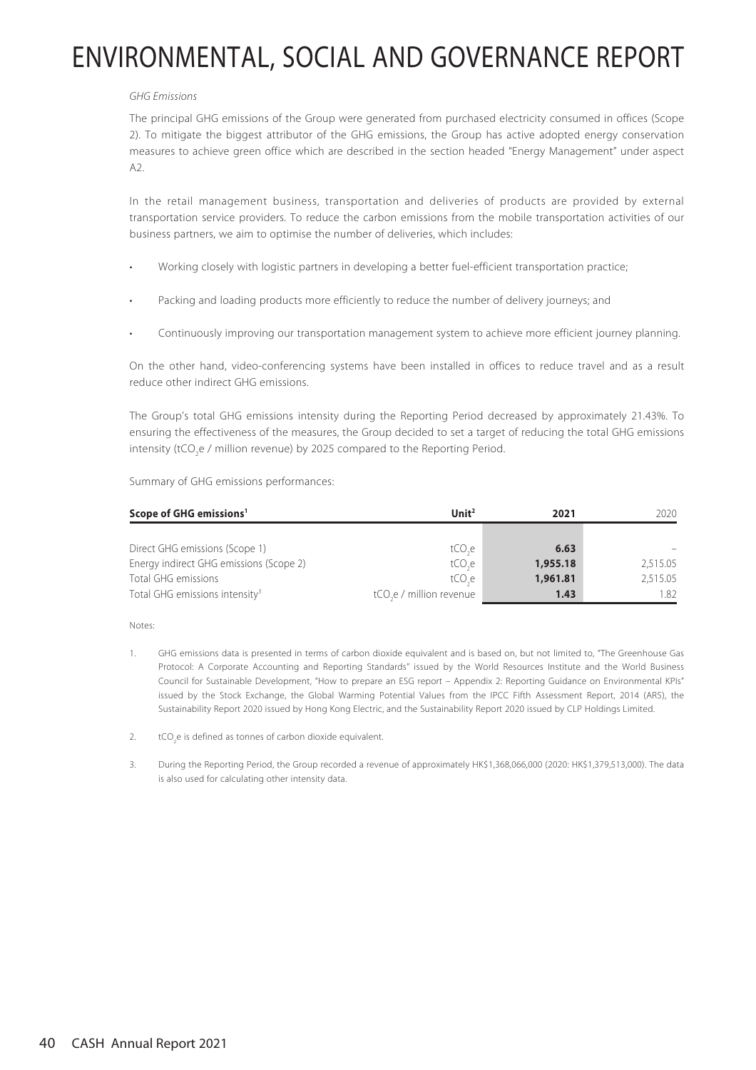*GHG Emissions*

The principal GHG emissions of the Group were generated from purchased electricity consumed in offices (Scope 2). To mitigate the biggest attributor of the GHG emissions, the Group has active adopted energy conservation measures to achieve green office which are described in the section headed "Energy Management" under aspect A2.

In the retail management business, transportation and deliveries of products are provided by external transportation service providers. To reduce the carbon emissions from the mobile transportation activities of our business partners, we aim to optimise the number of deliveries, which includes:

- Working closely with logistic partners in developing a better fuel-efficient transportation practice;
- Packing and loading products more efficiently to reduce the number of delivery journeys; and
- Continuously improving our transportation management system to achieve more efficient journey planning.

On the other hand, video-conferencing systems have been installed in offices to reduce travel and as a result reduce other indirect GHG emissions.

The Group's total GHG emissions intensity during the Reporting Period decreased by approximately 21.43%. To ensuring the effectiveness of the measures, the Group decided to set a target of reducing the total GHG emissions intensity ($tCO_2e$ / million revenue) by 2025 compared to the Reporting Period.

Summary of GHG emissions performances:

| Scope of GHG emissions[1] | Unit[2] | 2021 | 2020 |
|---|---|---|---|
| Direct GHG emissions (Scope 1) | $tCO_2e$ | **6.63** | – |
| Energy indirect GHG emissions (Scope 2) | $tCO_2e$ | **1,955.18** | 2,515.05 |
| Total GHG emissions | $tCO_2e$ | **1,961.81** | 2,515.05 |
| Total GHG emissions intensity[3] | $tCO_2e$ / million revenue | **1.43** | 1.82 |

Notes:

1. GHG emissions data is presented in terms of carbon dioxide equivalent and is based on, but not limited to, "The Greenhouse Gas Protocol: A Corporate Accounting and Reporting Standards" issued by the World Resources Institute and the World Business Council for Sustainable Development, "How to prepare an ESG report – Appendix 2: Reporting Guidance on Environmental KPIs" issued by the Stock Exchange, the Global Warming Potential Values from the IPCC Fifth Assessment Report, 2014 (AR5), the Sustainability Report 2020 issued by Hong Kong Electric, and the Sustainability Report 2020 issued by CLP Holdings Limited.

2. $tCO_2e$ is defined as tonnes of carbon dioxide equivalent.

3. During the Reporting Period, the Group recorded a revenue of approximately HK$1,368,066,000 (2020: HK$1,379,513,000). The data is also used for calculating other intensity data.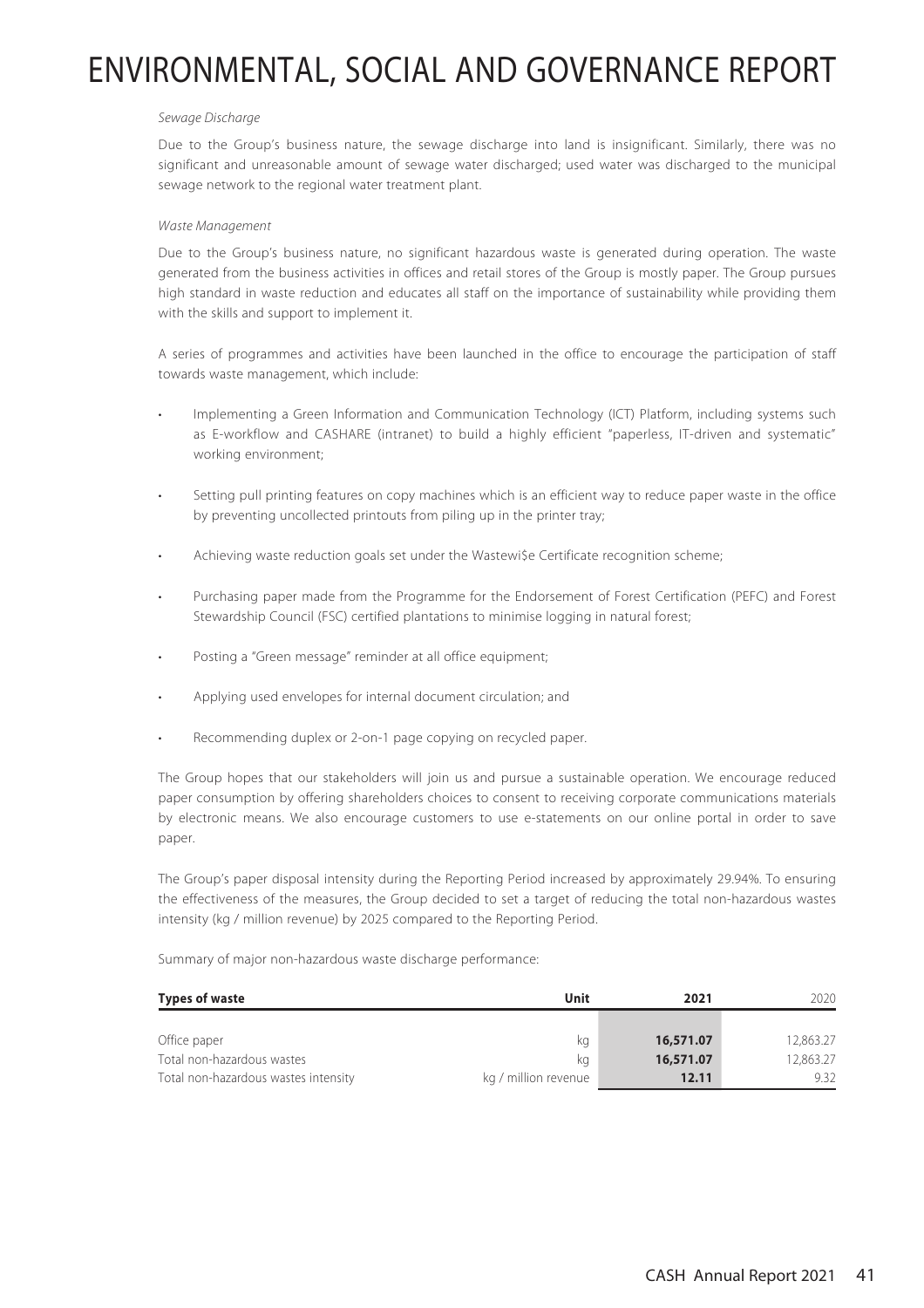*Sewage Discharge*

Due to the Group's business nature, the sewage discharge into land is insignificant. Similarly, there was no significant and unreasonable amount of sewage water discharged; used water was discharged to the municipal sewage network to the regional water treatment plant.

*Waste Management*

Due to the Group's business nature, no significant hazardous waste is generated during operation. The waste generated from the business activities in offices and retail stores of the Group is mostly paper. The Group pursues high standard in waste reduction and educates all staff on the importance of sustainability while providing them with the skills and support to implement it.

A series of programmes and activities have been launched in the office to encourage the participation of staff towards waste management, which include:

- Implementing a Green Information and Communication Technology (ICT) Platform, including systems such as E-workflow and CASHARE (intranet) to build a highly efficient "paperless, IT-driven and systematic" working environment;
- Setting pull printing features on copy machines which is an efficient way to reduce paper waste in the office by preventing uncollected printouts from piling up in the printer tray;
- Achieving waste reduction goals set under the Wastewi$e Certificate recognition scheme;
- Purchasing paper made from the Programme for the Endorsement of Forest Certification (PEFC) and Forest Stewardship Council (FSC) certified plantations to minimise logging in natural forest;
- Posting a "Green message" reminder at all office equipment;
- Applying used envelopes for internal document circulation; and
- Recommending duplex or 2-on-1 page copying on recycled paper.

The Group hopes that our stakeholders will join us and pursue a sustainable operation. We encourage reduced paper consumption by offering shareholders choices to consent to receiving corporate communications materials by electronic means. We also encourage customers to use e-statements on our online portal in order to save paper.

The Group's paper disposal intensity during the Reporting Period increased by approximately 29.94%. To ensuring the effectiveness of the measures, the Group decided to set a target of reducing the total non-hazardous wastes intensity (kg / million revenue) by 2025 compared to the Reporting Period.

Summary of major non-hazardous waste discharge performance:

| **Types of waste** | **Unit** | **2021** | 2020 |
|---|---|---|---|
| Office paper | kg | **16,571.07** | 12,863.27 |
| Total non-hazardous wastes | kg | **16,571.07** | 12,863.27 |
| Total non-hazardous wastes intensity | kg / million revenue | **12.11** | 9.32 |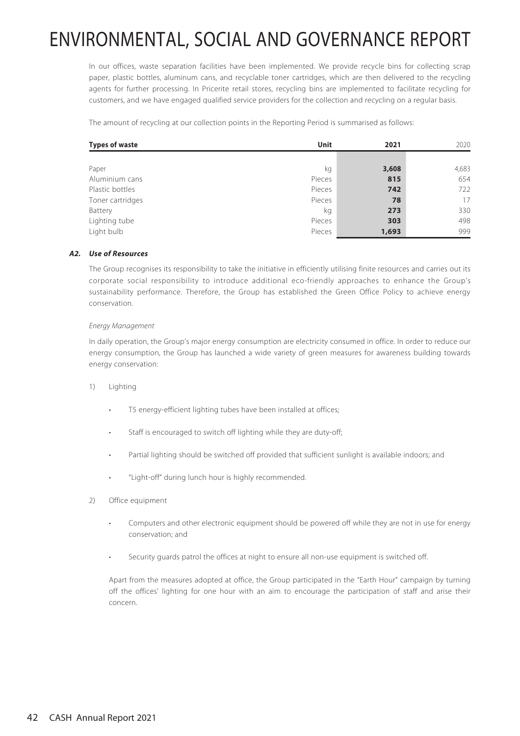# ENVIRONMENTAL, SOCIAL AND GOVERNANCE REPORT

In our offices, waste separation facilities have been implemented. We provide recycle bins for collecting scrap paper, plastic bottles, aluminum cans, and recyclable toner cartridges, which are then delivered to the recycling agents for further processing. In Pricerite retail stores, recycling bins are implemented to facilitate recycling for customers, and we have engaged qualified service providers for the collection and recycling on a regular basis.

The amount of recycling at our collection points in the Reporting Period is summarised as follows:

| Types of waste | Unit | 2021 | 2020 |
|---|---|---|---|
| Paper | kg | **3,608** | 4,683 |
| Aluminium cans | Pieces | **815** | 654 |
| Plastic bottles | Pieces | **742** | 722 |
| Toner cartridges | Pieces | **78** | 17 |
| Battery | kg | **273** | 330 |
| Lighting tube | Pieces | **303** | 498 |
| Light bulb | Pieces | **1,693** | 999 |

### *A2. Use of Resources*

The Group recognises its responsibility to take the initiative in efficiently utilising finite resources and carries out its corporate social responsibility to introduce additional eco-friendly approaches to enhance the Group's sustainability performance. Therefore, the Group has established the Green Office Policy to achieve energy conservation.

*Energy Management*

In daily operation, the Group's major energy consumption are electricity consumed in office. In order to reduce our energy consumption, the Group has launched a wide variety of green measures for awareness building towards energy conservation:

1) Lighting

- T5 energy-efficient lighting tubes have been installed at offices;
- Staff is encouraged to switch off lighting while they are duty-off;
- Partial lighting should be switched off provided that sufficient sunlight is available indoors; and
- "Light-off" during lunch hour is highly recommended.

2) Office equipment

- Computers and other electronic equipment should be powered off while they are not in use for energy conservation; and
- Security guards patrol the offices at night to ensure all non-use equipment is switched off.

Apart from the measures adopted at office, the Group participated in the "Earth Hour" campaign by turning off the offices' lighting for one hour with an aim to encourage the participation of staff and arise their concern.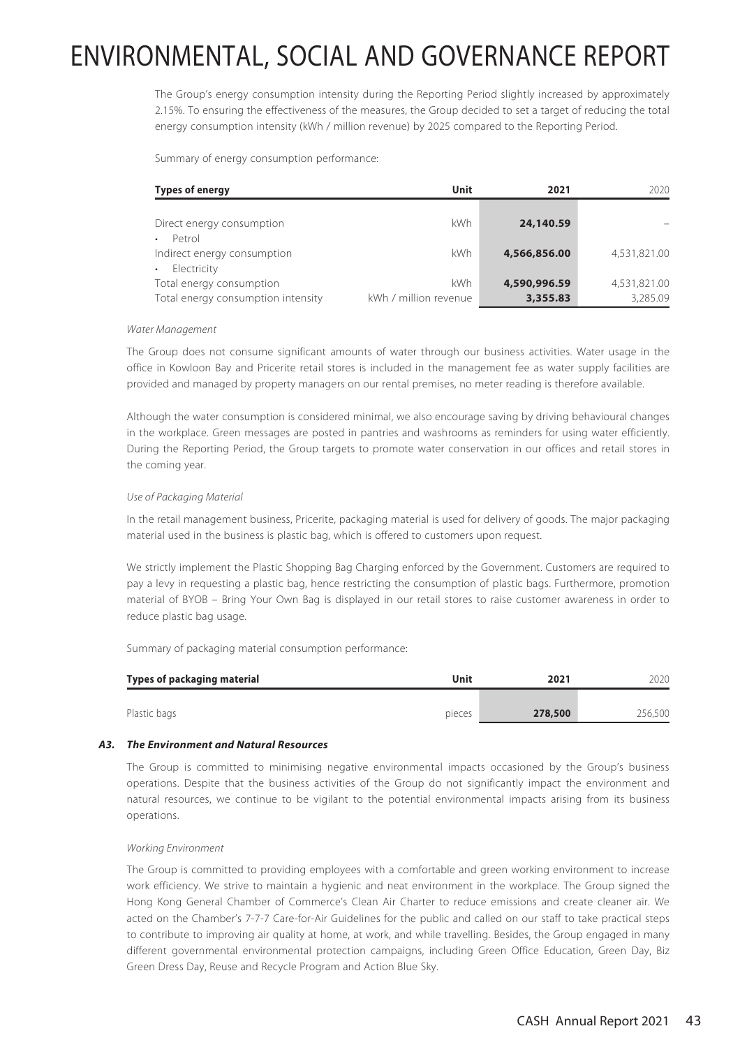The Group's energy consumption intensity during the Reporting Period slightly increased by approximately 2.15%. To ensuring the effectiveness of the measures, the Group decided to set a target of reducing the total energy consumption intensity (kWh / million revenue) by 2025 compared to the Reporting Period.

Summary of energy consumption performance:

| Types of energy | Unit | 2021 | 2020 |
|---|---|---|---|
| Direct energy consumption<br>• Petrol | kWh | **24,140.59** | – |
| Indirect energy consumption<br>• Electricity | kWh | **4,566,856.00** | 4,531,821.00 |
| Total energy consumption | kWh | **4,590,996.59** | 4,531,821.00 |
| Total energy consumption intensity | kWh / million revenue | **3,355.83** | 3,285.09 |

*Water Management*

The Group does not consume significant amounts of water through our business activities. Water usage in the office in Kowloon Bay and Pricerite retail stores is included in the management fee as water supply facilities are provided and managed by property managers on our rental premises, no meter reading is therefore available.

Although the water consumption is considered minimal, we also encourage saving by driving behavioural changes in the workplace. Green messages are posted in pantries and washrooms as reminders for using water efficiently. During the Reporting Period, the Group targets to promote water conservation in our offices and retail stores in the coming year.

*Use of Packaging Material*

In the retail management business, Pricerite, packaging material is used for delivery of goods. The major packaging material used in the business is plastic bag, which is offered to customers upon request.

We strictly implement the Plastic Shopping Bag Charging enforced by the Government. Customers are required to pay a levy in requesting a plastic bag, hence restricting the consumption of plastic bags. Furthermore, promotion material of BYOB – Bring Your Own Bag is displayed in our retail stores to raise customer awareness in order to reduce plastic bag usage.

Summary of packaging material consumption performance:

| Types of packaging material | Unit | 2021 | 2020 |
|---|---|---|---|
| Plastic bags | pieces | **278,500** | 256,500 |

### *A3. The Environment and Natural Resources*

The Group is committed to minimising negative environmental impacts occasioned by the Group's business operations. Despite that the business activities of the Group do not significantly impact the environment and natural resources, we continue to be vigilant to the potential environmental impacts arising from its business operations.

*Working Environment*

The Group is committed to providing employees with a comfortable and green working environment to increase work efficiency. We strive to maintain a hygienic and neat environment in the workplace. The Group signed the Hong Kong General Chamber of Commerce's Clean Air Charter to reduce emissions and create cleaner air. We acted on the Chamber's 7-7-7 Care-for-Air Guidelines for the public and called on our staff to take practical steps to contribute to improving air quality at home, at work, and while travelling. Besides, the Group engaged in many different governmental environmental protection campaigns, including Green Office Education, Green Day, Biz Green Dress Day, Reuse and Recycle Program and Action Blue Sky.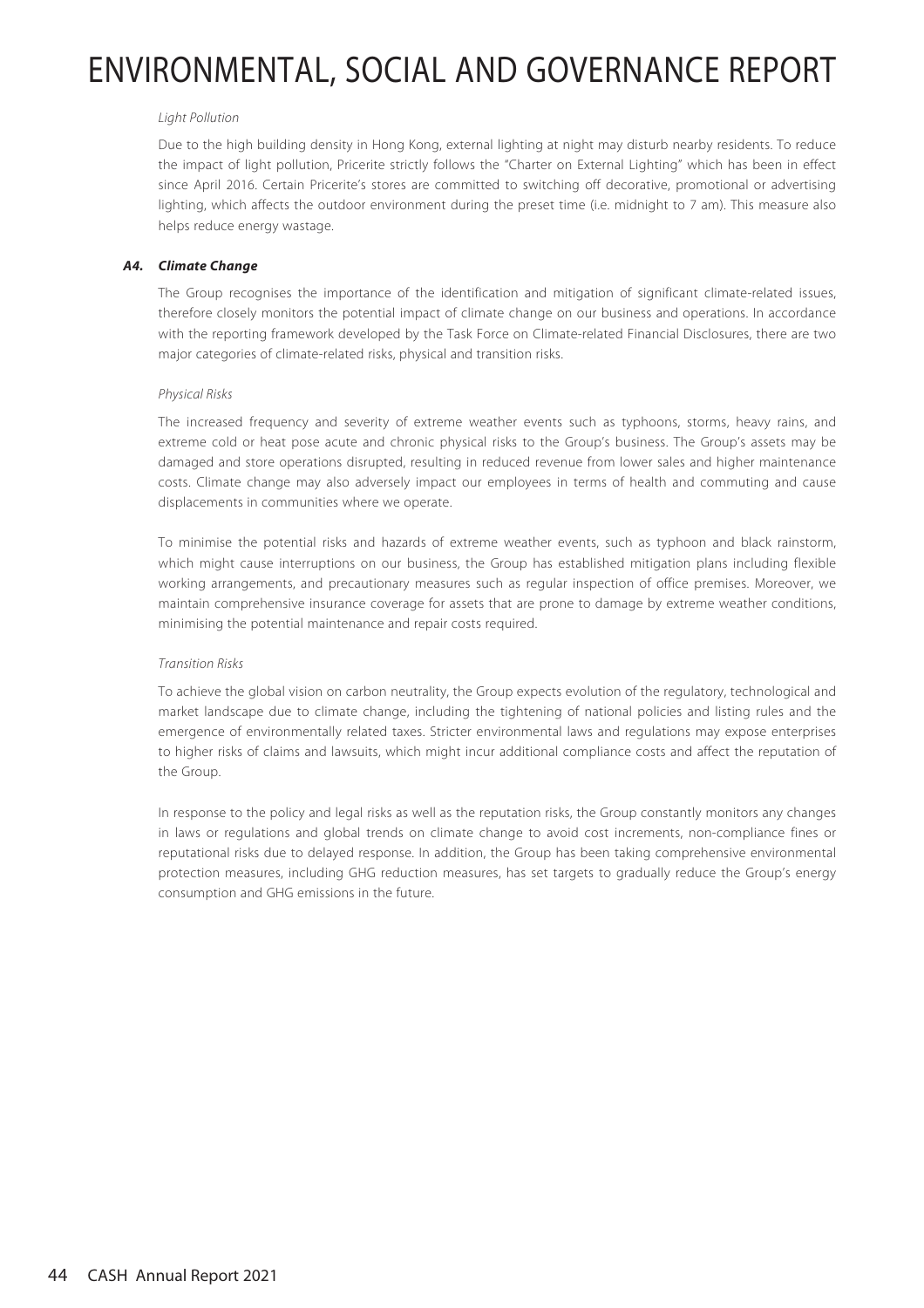*Light Pollution*

Due to the high building density in Hong Kong, external lighting at night may disturb nearby residents. To reduce the impact of light pollution, Pricerite strictly follows the "Charter on External Lighting" which has been in effect since April 2016. Certain Pricerite's stores are committed to switching off decorative, promotional or advertising lighting, which affects the outdoor environment during the preset time (i.e. midnight to 7 am). This measure also helps reduce energy wastage.

### ***A4. Climate Change***

The Group recognises the importance of the identification and mitigation of significant climate-related issues, therefore closely monitors the potential impact of climate change on our business and operations. In accordance with the reporting framework developed by the Task Force on Climate-related Financial Disclosures, there are two major categories of climate-related risks, physical and transition risks.

*Physical Risks*

The increased frequency and severity of extreme weather events such as typhoons, storms, heavy rains, and extreme cold or heat pose acute and chronic physical risks to the Group's business. The Group's assets may be damaged and store operations disrupted, resulting in reduced revenue from lower sales and higher maintenance costs. Climate change may also adversely impact our employees in terms of health and commuting and cause displacements in communities where we operate.

To minimise the potential risks and hazards of extreme weather events, such as typhoon and black rainstorm, which might cause interruptions on our business, the Group has established mitigation plans including flexible working arrangements, and precautionary measures such as regular inspection of office premises. Moreover, we maintain comprehensive insurance coverage for assets that are prone to damage by extreme weather conditions, minimising the potential maintenance and repair costs required.

*Transition Risks*

To achieve the global vision on carbon neutrality, the Group expects evolution of the regulatory, technological and market landscape due to climate change, including the tightening of national policies and listing rules and the emergence of environmentally related taxes. Stricter environmental laws and regulations may expose enterprises to higher risks of claims and lawsuits, which might incur additional compliance costs and affect the reputation of the Group.

In response to the policy and legal risks as well as the reputation risks, the Group constantly monitors any changes in laws or regulations and global trends on climate change to avoid cost increments, non-compliance fines or reputational risks due to delayed response. In addition, the Group has been taking comprehensive environmental protection measures, including GHG reduction measures, has set targets to gradually reduce the Group's energy consumption and GHG emissions in the future.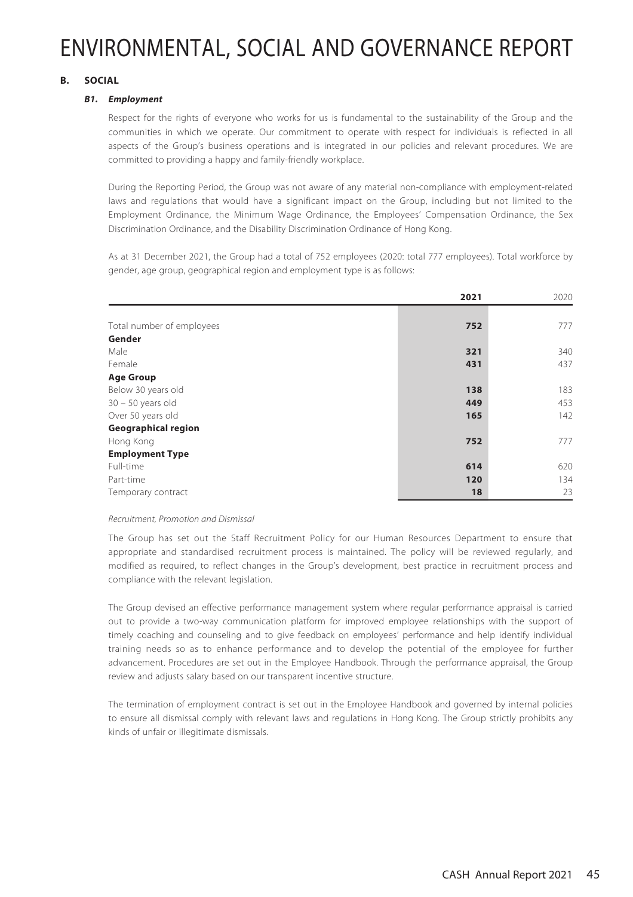# ENVIRONMENTAL, SOCIAL AND GOVERNANCE REPORT

## B. SOCIAL

### *B1. Employment*

Respect for the rights of everyone who works for us is fundamental to the sustainability of the Group and the communities in which we operate. Our commitment to operate with respect for individuals is reflected in all aspects of the Group's business operations and is integrated in our policies and relevant procedures. We are committed to providing a happy and family-friendly workplace.

During the Reporting Period, the Group was not aware of any material non-compliance with employment-related laws and regulations that would have a significant impact on the Group, including but not limited to the Employment Ordinance, the Minimum Wage Ordinance, the Employees' Compensation Ordinance, the Sex Discrimination Ordinance, and the Disability Discrimination Ordinance of Hong Kong.

As at 31 December 2021, the Group had a total of 752 employees (2020: total 777 employees). Total workforce by gender, age group, geographical region and employment type is as follows:

| | **2021** | 2020 |
|---|---|---|
| Total number of employees | **752** | 777 |
| **Gender** | | |
| Male | **321** | 340 |
| Female | **431** | 437 |
| **Age Group** | | |
| Below 30 years old | **138** | 183 |
| 30 – 50 years old | **449** | 453 |
| Over 50 years old | **165** | 142 |
| **Geographical region** | | |
| Hong Kong | **752** | 777 |
| **Employment Type** | | |
| Full-time | **614** | 620 |
| Part-time | **120** | 134 |
| Temporary contract | **18** | 23 |

*Recruitment, Promotion and Dismissal*

The Group has set out the Staff Recruitment Policy for our Human Resources Department to ensure that appropriate and standardised recruitment process is maintained. The policy will be reviewed regularly, and modified as required, to reflect changes in the Group's development, best practice in recruitment process and compliance with the relevant legislation.

The Group devised an effective performance management system where regular performance appraisal is carried out to provide a two-way communication platform for improved employee relationships with the support of timely coaching and counseling and to give feedback on employees' performance and help identify individual training needs so as to enhance performance and to develop the potential of the employee for further advancement. Procedures are set out in the Employee Handbook. Through the performance appraisal, the Group review and adjusts salary based on our transparent incentive structure.

The termination of employment contract is set out in the Employee Handbook and governed by internal policies to ensure all dismissal comply with relevant laws and regulations in Hong Kong. The Group strictly prohibits any kinds of unfair or illegitimate dismissals.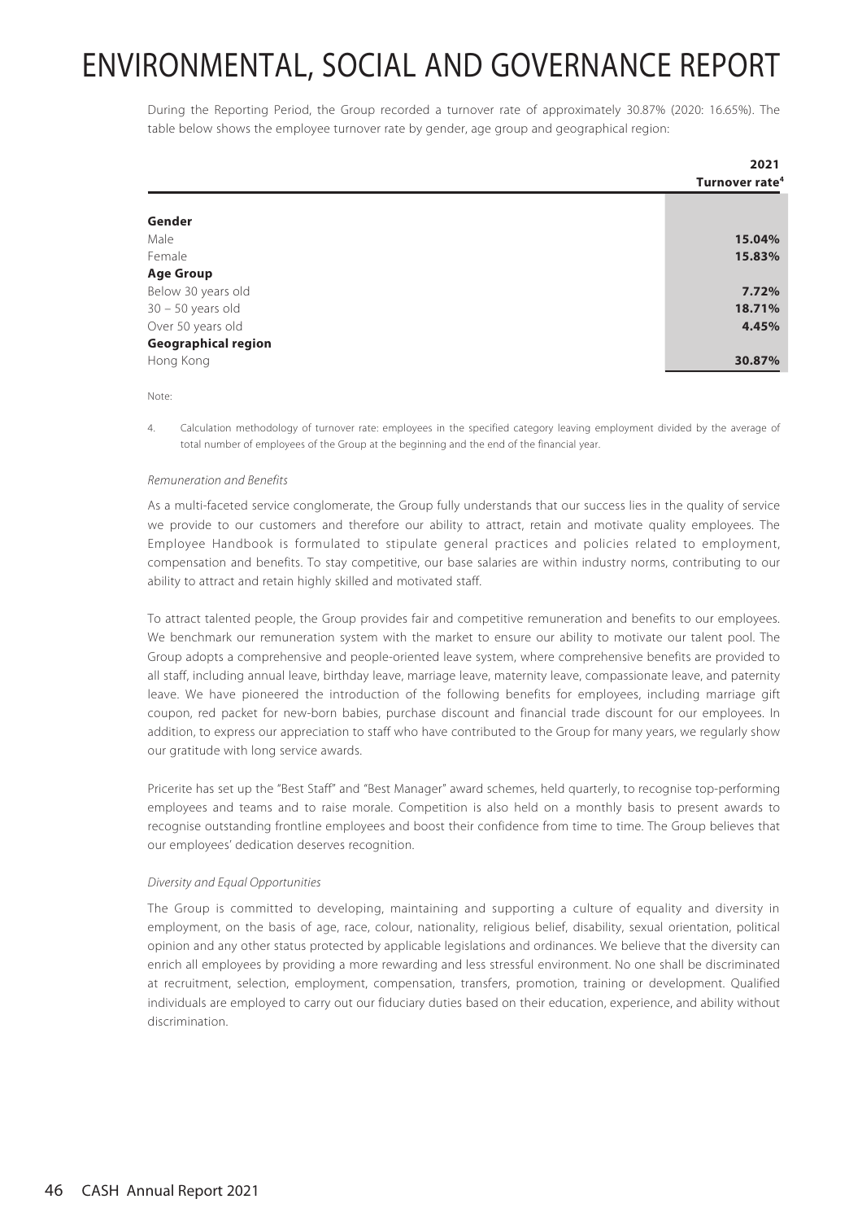# ENVIRONMENTAL, SOCIAL AND GOVERNANCE REPORT

During the Reporting Period, the Group recorded a turnover rate of approximately 30.87% (2020: 16.65%). The table below shows the employee turnover rate by gender, age group and geographical region:

| | **2021 Turnover rate[4]** |
|---|---|
| **Gender** | |
| Male | **15.04%** |
| Female | **15.83%** |
| **Age Group** | |
| Below 30 years old | **7.72%** |
| 30 – 50 years old | **18.71%** |
| Over 50 years old | **4.45%** |
| **Geographical region** | |
| Hong Kong | **30.87%** |

Note:

4. Calculation methodology of turnover rate: employees in the specified category leaving employment divided by the average of total number of employees of the Group at the beginning and the end of the financial year.

*Remuneration and Benefits*

As a multi-faceted service conglomerate, the Group fully understands that our success lies in the quality of service we provide to our customers and therefore our ability to attract, retain and motivate quality employees. The Employee Handbook is formulated to stipulate general practices and policies related to employment, compensation and benefits. To stay competitive, our base salaries are within industry norms, contributing to our ability to attract and retain highly skilled and motivated staff.

To attract talented people, the Group provides fair and competitive remuneration and benefits to our employees. We benchmark our remuneration system with the market to ensure our ability to motivate our talent pool. The Group adopts a comprehensive and people-oriented leave system, where comprehensive benefits are provided to all staff, including annual leave, birthday leave, marriage leave, maternity leave, compassionate leave, and paternity leave. We have pioneered the introduction of the following benefits for employees, including marriage gift coupon, red packet for new-born babies, purchase discount and financial trade discount for our employees. In addition, to express our appreciation to staff who have contributed to the Group for many years, we regularly show our gratitude with long service awards.

Pricerite has set up the "Best Staff" and "Best Manager" award schemes, held quarterly, to recognise top-performing employees and teams and to raise morale. Competition is also held on a monthly basis to present awards to recognise outstanding frontline employees and boost their confidence from time to time. The Group believes that our employees' dedication deserves recognition.

*Diversity and Equal Opportunities*

The Group is committed to developing, maintaining and supporting a culture of equality and diversity in employment, on the basis of age, race, colour, nationality, religious belief, disability, sexual orientation, political opinion and any other status protected by applicable legislations and ordinances. We believe that the diversity can enrich all employees by providing a more rewarding and less stressful environment. No one shall be discriminated at recruitment, selection, employment, compensation, transfers, promotion, training or development. Qualified individuals are employed to carry out our fiduciary duties based on their education, experience, and ability without discrimination.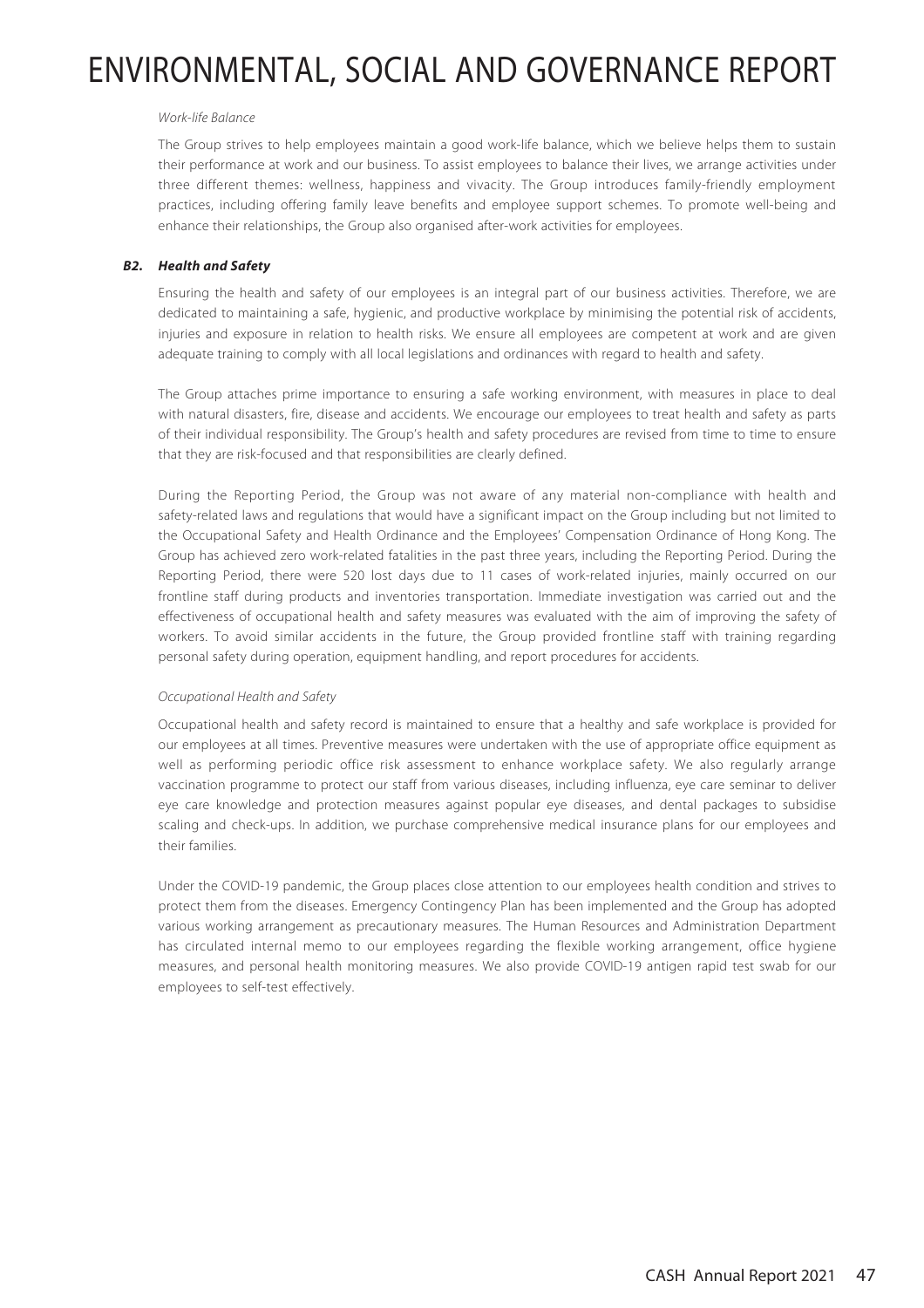*Work-life Balance*

The Group strives to help employees maintain a good work-life balance, which we believe helps them to sustain their performance at work and our business. To assist employees to balance their lives, we arrange activities under three different themes: wellness, happiness and vivacity. The Group introduces family-friendly employment practices, including offering family leave benefits and employee support schemes. To promote well-being and enhance their relationships, the Group also organised after-work activities for employees.

### ***B2. Health and Safety***

Ensuring the health and safety of our employees is an integral part of our business activities. Therefore, we are dedicated to maintaining a safe, hygienic, and productive workplace by minimising the potential risk of accidents, injuries and exposure in relation to health risks. We ensure all employees are competent at work and are given adequate training to comply with all local legislations and ordinances with regard to health and safety.

The Group attaches prime importance to ensuring a safe working environment, with measures in place to deal with natural disasters, fire, disease and accidents. We encourage our employees to treat health and safety as parts of their individual responsibility. The Group's health and safety procedures are revised from time to time to ensure that they are risk-focused and that responsibilities are clearly defined.

During the Reporting Period, the Group was not aware of any material non-compliance with health and safety-related laws and regulations that would have a significant impact on the Group including but not limited to the Occupational Safety and Health Ordinance and the Employees' Compensation Ordinance of Hong Kong. The Group has achieved zero work-related fatalities in the past three years, including the Reporting Period. During the Reporting Period, there were 520 lost days due to 11 cases of work-related injuries, mainly occurred on our frontline staff during products and inventories transportation. Immediate investigation was carried out and the effectiveness of occupational health and safety measures was evaluated with the aim of improving the safety of workers. To avoid similar accidents in the future, the Group provided frontline staff with training regarding personal safety during operation, equipment handling, and report procedures for accidents.

*Occupational Health and Safety*

Occupational health and safety record is maintained to ensure that a healthy and safe workplace is provided for our employees at all times. Preventive measures were undertaken with the use of appropriate office equipment as well as performing periodic office risk assessment to enhance workplace safety. We also regularly arrange vaccination programme to protect our staff from various diseases, including influenza, eye care seminar to deliver eye care knowledge and protection measures against popular eye diseases, and dental packages to subsidise scaling and check-ups. In addition, we purchase comprehensive medical insurance plans for our employees and their families.

Under the COVID-19 pandemic, the Group places close attention to our employees health condition and strives to protect them from the diseases. Emergency Contingency Plan has been implemented and the Group has adopted various working arrangement as precautionary measures. The Human Resources and Administration Department has circulated internal memo to our employees regarding the flexible working arrangement, office hygiene measures, and personal health monitoring measures. We also provide COVID-19 antigen rapid test swab for our employees to self-test effectively.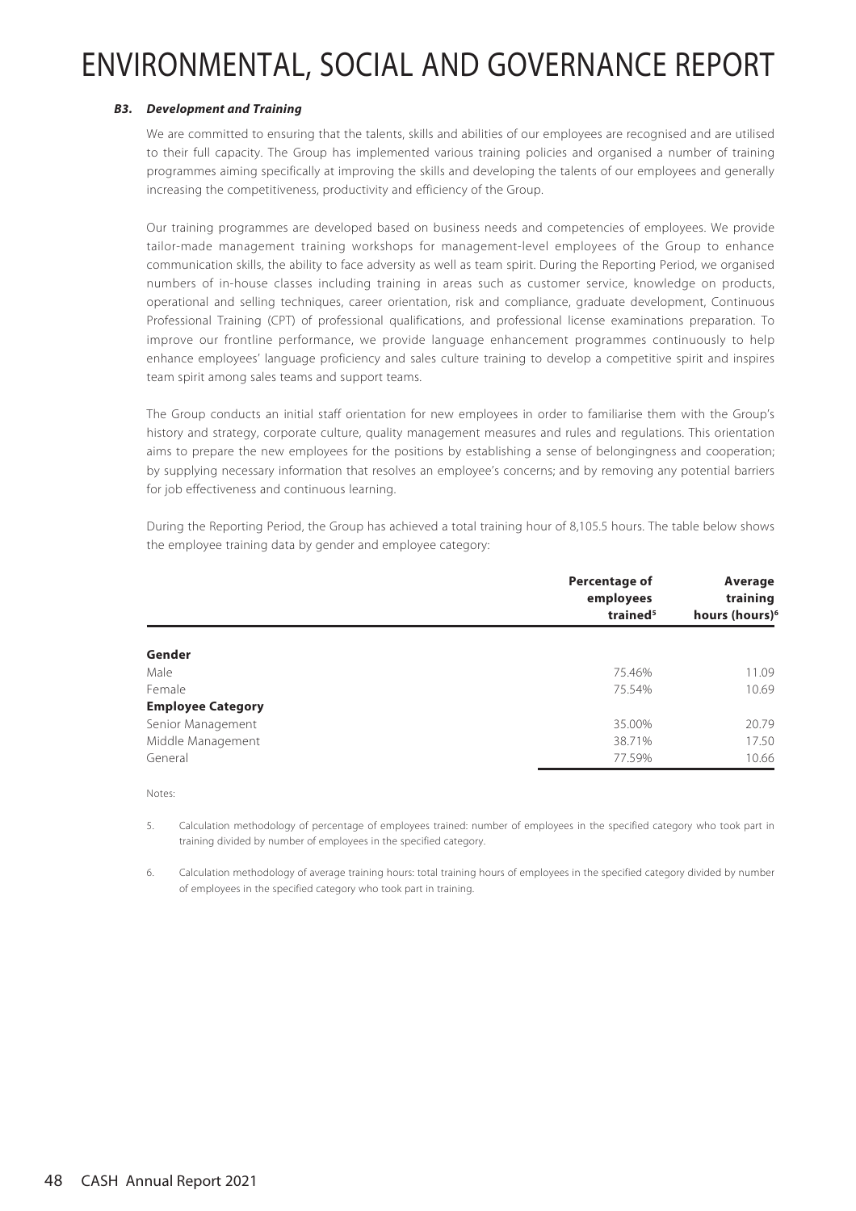# ENVIRONMENTAL, SOCIAL AND GOVERNANCE REPORT

### *B3. Development and Training*

We are committed to ensuring that the talents, skills and abilities of our employees are recognised and are utilised to their full capacity. The Group has implemented various training policies and organised a number of training programmes aiming specifically at improving the skills and developing the talents of our employees and generally increasing the competitiveness, productivity and efficiency of the Group.

Our training programmes are developed based on business needs and competencies of employees. We provide tailor-made management training workshops for management-level employees of the Group to enhance communication skills, the ability to face adversity as well as team spirit. During the Reporting Period, we organised numbers of in-house classes including training in areas such as customer service, knowledge on products, operational and selling techniques, career orientation, risk and compliance, graduate development, Continuous Professional Training (CPT) of professional qualifications, and professional license examinations preparation. To improve our frontline performance, we provide language enhancement programmes continuously to help enhance employees' language proficiency and sales culture training to develop a competitive spirit and inspires team spirit among sales teams and support teams.

The Group conducts an initial staff orientation for new employees in order to familiarise them with the Group's history and strategy, corporate culture, quality management measures and rules and regulations. This orientation aims to prepare the new employees for the positions by establishing a sense of belongingness and cooperation; by supplying necessary information that resolves an employee's concerns; and by removing any potential barriers for job effectiveness and continuous learning.

During the Reporting Period, the Group has achieved a total training hour of 8,105.5 hours. The table below shows the employee training data by gender and employee category:

| | Percentage of employees trained[5] | Average training hours (hours)[6] |
|---|---|---|
| **Gender** | | |
| Male | 75.46% | 11.09 |
| Female | 75.54% | 10.69 |
| **Employee Category** | | |
| Senior Management | 35.00% | 20.79 |
| Middle Management | 38.71% | 17.50 |
| General | 77.59% | 10.66 |

Notes:

5. Calculation methodology of percentage of employees trained: number of employees in the specified category who took part in training divided by number of employees in the specified category.

6. Calculation methodology of average training hours: total training hours of employees in the specified category divided by number of employees in the specified category who took part in training.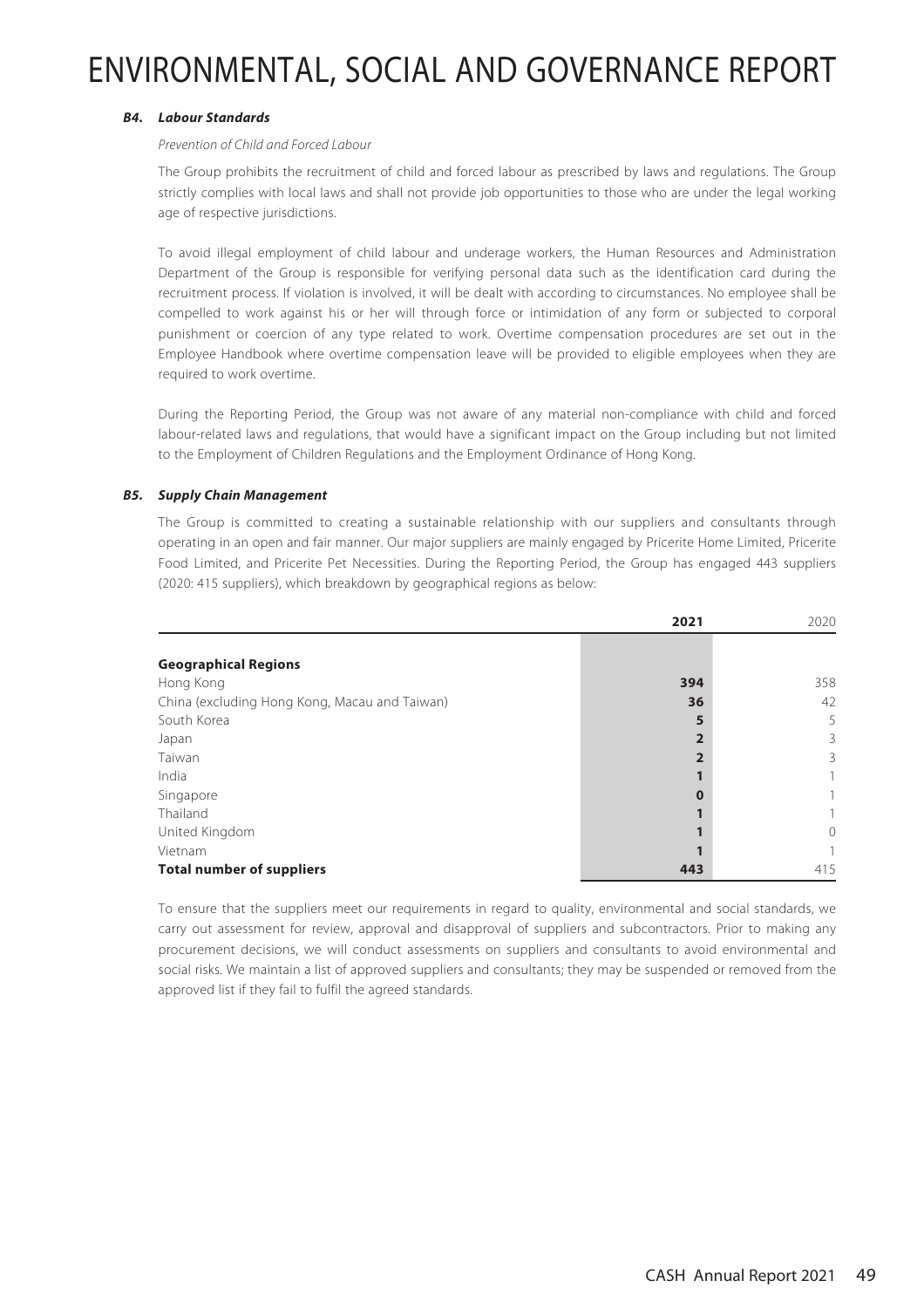#### *B4. Labour Standards*

*Prevention of Child and Forced Labour*

The Group prohibits the recruitment of child and forced labour as prescribed by laws and regulations. The Group strictly complies with local laws and shall not provide job opportunities to those who are under the legal working age of respective jurisdictions.

To avoid illegal employment of child labour and underage workers, the Human Resources and Administration Department of the Group is responsible for verifying personal data such as the identification card during the recruitment process. If violation is involved, it will be dealt with according to circumstances. No employee shall be compelled to work against his or her will through force or intimidation of any form or subjected to corporal punishment or coercion of any type related to work. Overtime compensation procedures are set out in the Employee Handbook where overtime compensation leave will be provided to eligible employees when they are required to work overtime.

During the Reporting Period, the Group was not aware of any material non-compliance with child and forced labour-related laws and regulations, that would have a significant impact on the Group including but not limited to the Employment of Children Regulations and the Employment Ordinance of Hong Kong.

#### *B5. Supply Chain Management*

The Group is committed to creating a sustainable relationship with our suppliers and consultants through operating in an open and fair manner. Our major suppliers are mainly engaged by Pricerite Home Limited, Pricerite Food Limited, and Pricerite Pet Necessities. During the Reporting Period, the Group has engaged 443 suppliers (2020: 415 suppliers), which breakdown by geographical regions as below:

| | **2021** | 2020 |
|---|---|---|
| **Geographical Regions** | | |
| Hong Kong | **394** | 358 |
| China (excluding Hong Kong, Macau and Taiwan) | **36** | 42 |
| South Korea | **5** | 5 |
| Japan | **2** | 3 |
| Taiwan | **2** | 3 |
| India | **1** | 1 |
| Singapore | **0** | 1 |
| Thailand | **1** | 1 |
| United Kingdom | **1** | 0 |
| Vietnam | **1** | 1 |
| **Total number of suppliers** | **443** | 415 |

To ensure that the suppliers meet our requirements in regard to quality, environmental and social standards, we carry out assessment for review, approval and disapproval of suppliers and subcontractors. Prior to making any procurement decisions, we will conduct assessments on suppliers and consultants to avoid environmental and social risks. We maintain a list of approved suppliers and consultants; they may be suspended or removed from the approved list if they fail to fulfil the agreed standards.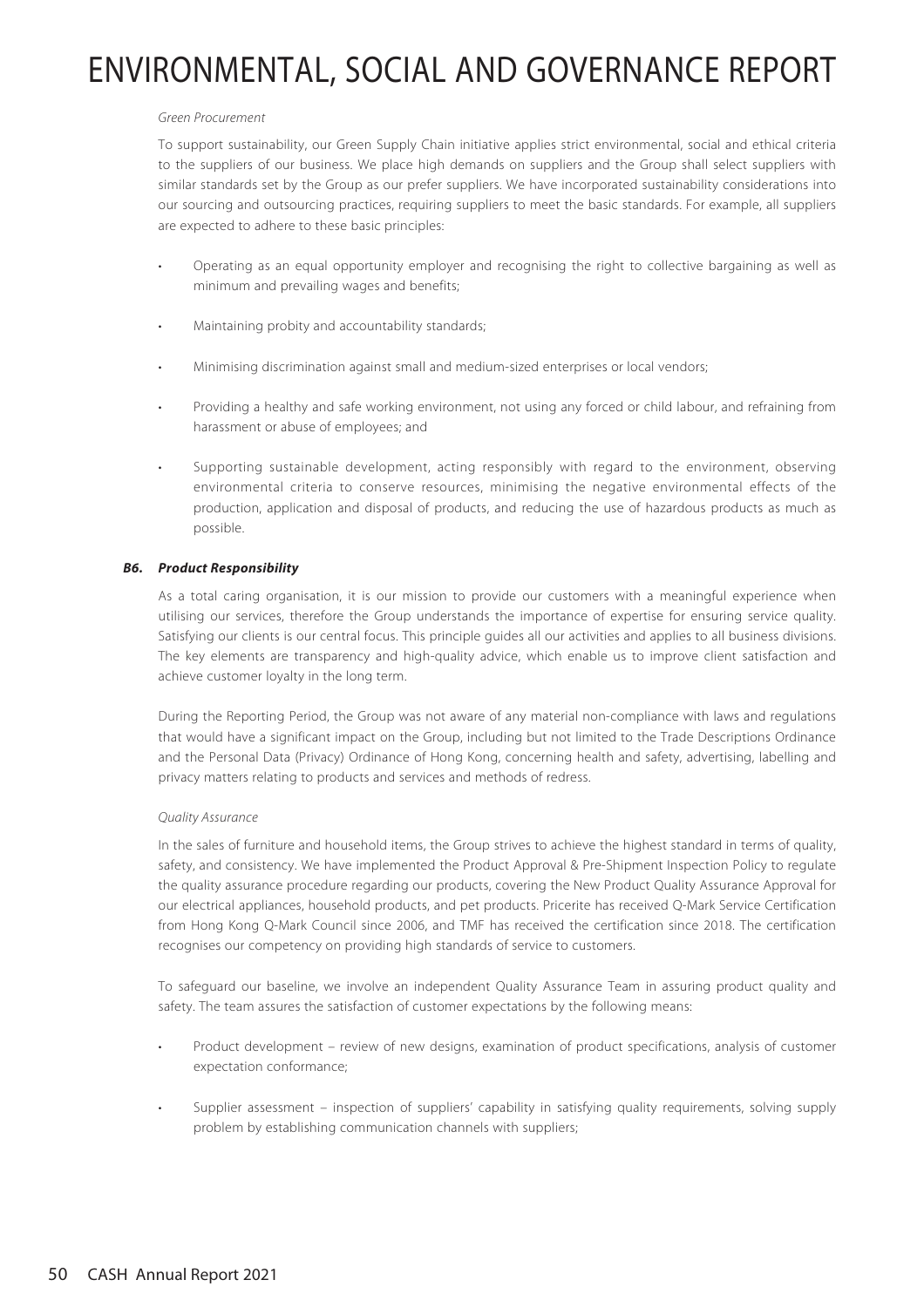*Green Procurement*

To support sustainability, our Green Supply Chain initiative applies strict environmental, social and ethical criteria to the suppliers of our business. We place high demands on suppliers and the Group shall select suppliers with similar standards set by the Group as our prefer suppliers. We have incorporated sustainability considerations into our sourcing and outsourcing practices, requiring suppliers to meet the basic standards. For example, all suppliers are expected to adhere to these basic principles:

- Operating as an equal opportunity employer and recognising the right to collective bargaining as well as minimum and prevailing wages and benefits;
- Maintaining probity and accountability standards;
- Minimising discrimination against small and medium-sized enterprises or local vendors;
- Providing a healthy and safe working environment, not using any forced or child labour, and refraining from harassment or abuse of employees; and
- Supporting sustainable development, acting responsibly with regard to the environment, observing environmental criteria to conserve resources, minimising the negative environmental effects of the production, application and disposal of products, and reducing the use of hazardous products as much as possible.

### *B6. Product Responsibility*

As a total caring organisation, it is our mission to provide our customers with a meaningful experience when utilising our services, therefore the Group understands the importance of expertise for ensuring service quality. Satisfying our clients is our central focus. This principle guides all our activities and applies to all business divisions. The key elements are transparency and high-quality advice, which enable us to improve client satisfaction and achieve customer loyalty in the long term.

During the Reporting Period, the Group was not aware of any material non-compliance with laws and regulations that would have a significant impact on the Group, including but not limited to the Trade Descriptions Ordinance and the Personal Data (Privacy) Ordinance of Hong Kong, concerning health and safety, advertising, labelling and privacy matters relating to products and services and methods of redress.

*Quality Assurance*

In the sales of furniture and household items, the Group strives to achieve the highest standard in terms of quality, safety, and consistency. We have implemented the Product Approval & Pre-Shipment Inspection Policy to regulate the quality assurance procedure regarding our products, covering the New Product Quality Assurance Approval for our electrical appliances, household products, and pet products. Pricerite has received Q-Mark Service Certification from Hong Kong Q-Mark Council since 2006, and TMF has received the certification since 2018. The certification recognises our competency on providing high standards of service to customers.

To safeguard our baseline, we involve an independent Quality Assurance Team in assuring product quality and safety. The team assures the satisfaction of customer expectations by the following means:

- Product development – review of new designs, examination of product specifications, analysis of customer expectation conformance;
- Supplier assessment – inspection of suppliers' capability in satisfying quality requirements, solving supply problem by establishing communication channels with suppliers;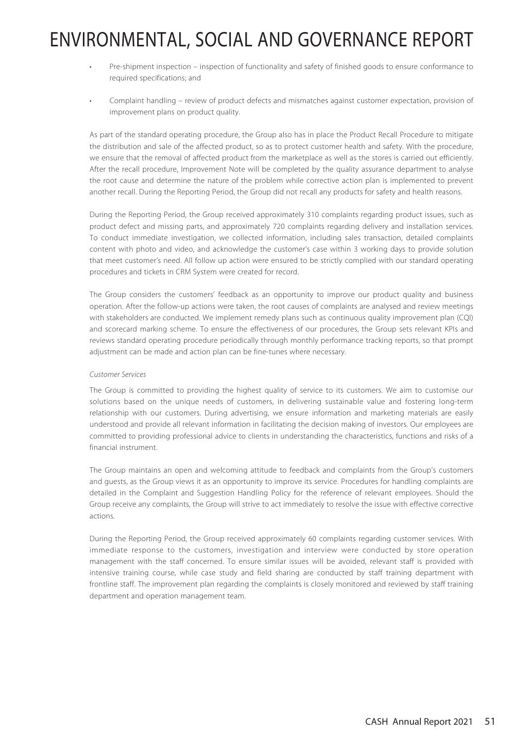- Pre-shipment inspection – inspection of functionality and safety of finished goods to ensure conformance to required specifications; and
- Complaint handling – review of product defects and mismatches against customer expectation, provision of improvement plans on product quality.

As part of the standard operating procedure, the Group also has in place the Product Recall Procedure to mitigate the distribution and sale of the affected product, so as to protect customer health and safety. With the procedure, we ensure that the removal of affected product from the marketplace as well as the stores is carried out efficiently. After the recall procedure, Improvement Note will be completed by the quality assurance department to analyse the root cause and determine the nature of the problem while corrective action plan is implemented to prevent another recall. During the Reporting Period, the Group did not recall any products for safety and health reasons.

During the Reporting Period, the Group received approximately 310 complaints regarding product issues, such as product defect and missing parts, and approximately 720 complaints regarding delivery and installation services. To conduct immediate investigation, we collected information, including sales transaction, detailed complaints content with photo and video, and acknowledge the customer's case within 3 working days to provide solution that meet customer's need. All follow up action were ensured to be strictly complied with our standard operating procedures and tickets in CRM System were created for record.

The Group considers the customers' feedback as an opportunity to improve our product quality and business operation. After the follow-up actions were taken, the root causes of complaints are analysed and review meetings with stakeholders are conducted. We implement remedy plans such as continuous quality improvement plan (CQI) and scorecard marking scheme. To ensure the effectiveness of our procedures, the Group sets relevant KPIs and reviews standard operating procedure periodically through monthly performance tracking reports, so that prompt adjustment can be made and action plan can be fine-tunes where necessary.

*Customer Services*

The Group is committed to providing the highest quality of service to its customers. We aim to customise our solutions based on the unique needs of customers, in delivering sustainable value and fostering long-term relationship with our customers. During advertising, we ensure information and marketing materials are easily understood and provide all relevant information in facilitating the decision making of investors. Our employees are committed to providing professional advice to clients in understanding the characteristics, functions and risks of a financial instrument.

The Group maintains an open and welcoming attitude to feedback and complaints from the Group's customers and guests, as the Group views it as an opportunity to improve its service. Procedures for handling complaints are detailed in the Complaint and Suggestion Handling Policy for the reference of relevant employees. Should the Group receive any complaints, the Group will strive to act immediately to resolve the issue with effective corrective actions.

During the Reporting Period, the Group received approximately 60 complaints regarding customer services. With immediate response to the customers, investigation and interview were conducted by store operation management with the staff concerned. To ensure similar issues will be avoided, relevant staff is provided with intensive training course, while case study and field sharing are conducted by staff training department with frontline staff. The improvement plan regarding the complaints is closely monitored and reviewed by staff training department and operation management team.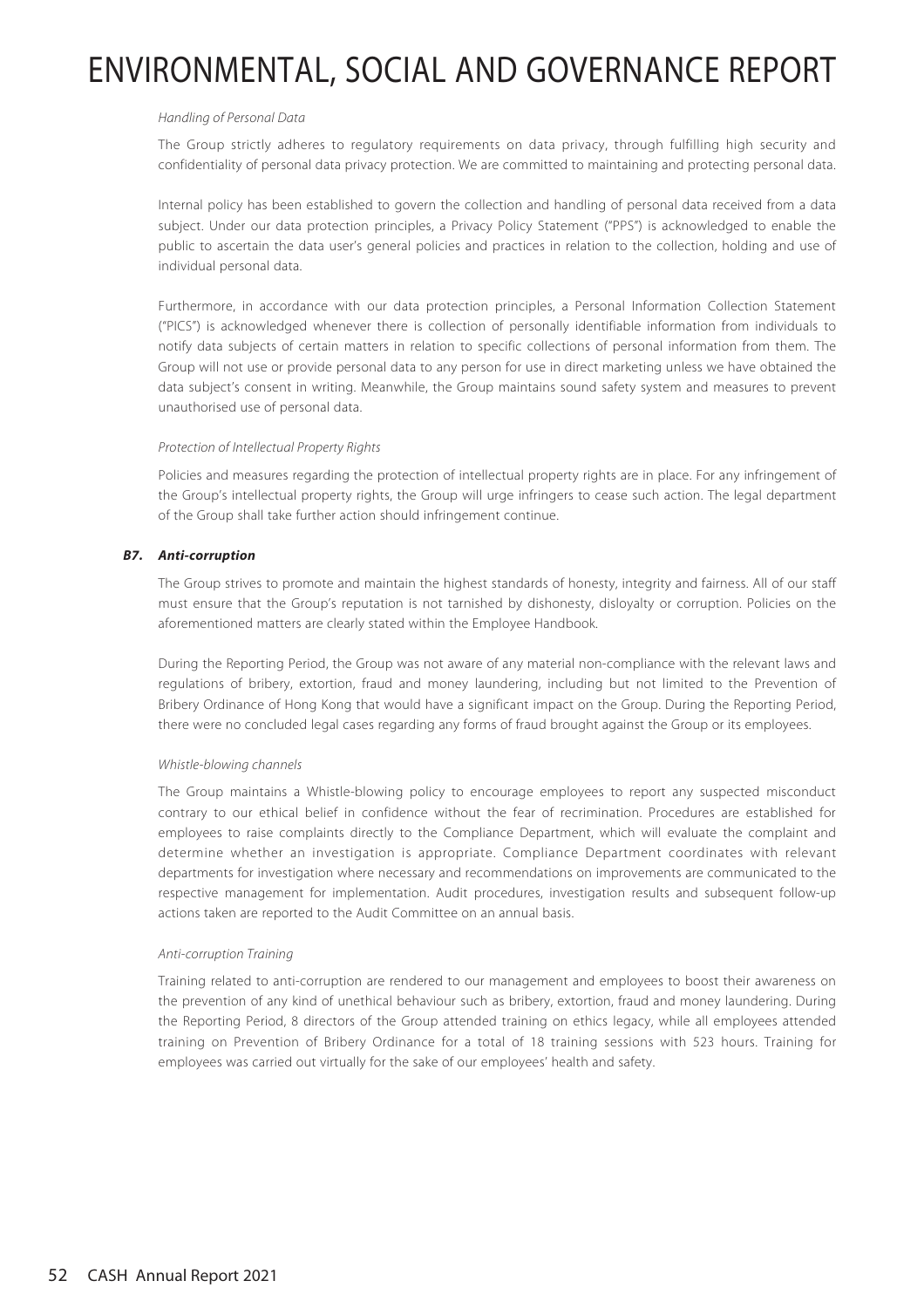*Handling of Personal Data*

The Group strictly adheres to regulatory requirements on data privacy, through fulfilling high security and confidentiality of personal data privacy protection. We are committed to maintaining and protecting personal data.

Internal policy has been established to govern the collection and handling of personal data received from a data subject. Under our data protection principles, a Privacy Policy Statement ("PPS") is acknowledged to enable the public to ascertain the data user's general policies and practices in relation to the collection, holding and use of individual personal data.

Furthermore, in accordance with our data protection principles, a Personal Information Collection Statement ("PICS") is acknowledged whenever there is collection of personally identifiable information from individuals to notify data subjects of certain matters in relation to specific collections of personal information from them. The Group will not use or provide personal data to any person for use in direct marketing unless we have obtained the data subject's consent in writing. Meanwhile, the Group maintains sound safety system and measures to prevent unauthorised use of personal data.

*Protection of Intellectual Property Rights*

Policies and measures regarding the protection of intellectual property rights are in place. For any infringement of the Group's intellectual property rights, the Group will urge infringers to cease such action. The legal department of the Group shall take further action should infringement continue.

### ***B7. Anti-corruption***

The Group strives to promote and maintain the highest standards of honesty, integrity and fairness. All of our staff must ensure that the Group's reputation is not tarnished by dishonesty, disloyalty or corruption. Policies on the aforementioned matters are clearly stated within the Employee Handbook.

During the Reporting Period, the Group was not aware of any material non-compliance with the relevant laws and regulations of bribery, extortion, fraud and money laundering, including but not limited to the Prevention of Bribery Ordinance of Hong Kong that would have a significant impact on the Group. During the Reporting Period, there were no concluded legal cases regarding any forms of fraud brought against the Group or its employees.

*Whistle-blowing channels*

The Group maintains a Whistle-blowing policy to encourage employees to report any suspected misconduct contrary to our ethical belief in confidence without the fear of recrimination. Procedures are established for employees to raise complaints directly to the Compliance Department, which will evaluate the complaint and determine whether an investigation is appropriate. Compliance Department coordinates with relevant departments for investigation where necessary and recommendations on improvements are communicated to the respective management for implementation. Audit procedures, investigation results and subsequent follow-up actions taken are reported to the Audit Committee on an annual basis.

*Anti-corruption Training*

Training related to anti-corruption are rendered to our management and employees to boost their awareness on the prevention of any kind of unethical behaviour such as bribery, extortion, fraud and money laundering. During the Reporting Period, 8 directors of the Group attended training on ethics legacy, while all employees attended training on Prevention of Bribery Ordinance for a total of 18 training sessions with 523 hours. Training for employees was carried out virtually for the sake of our employees' health and safety.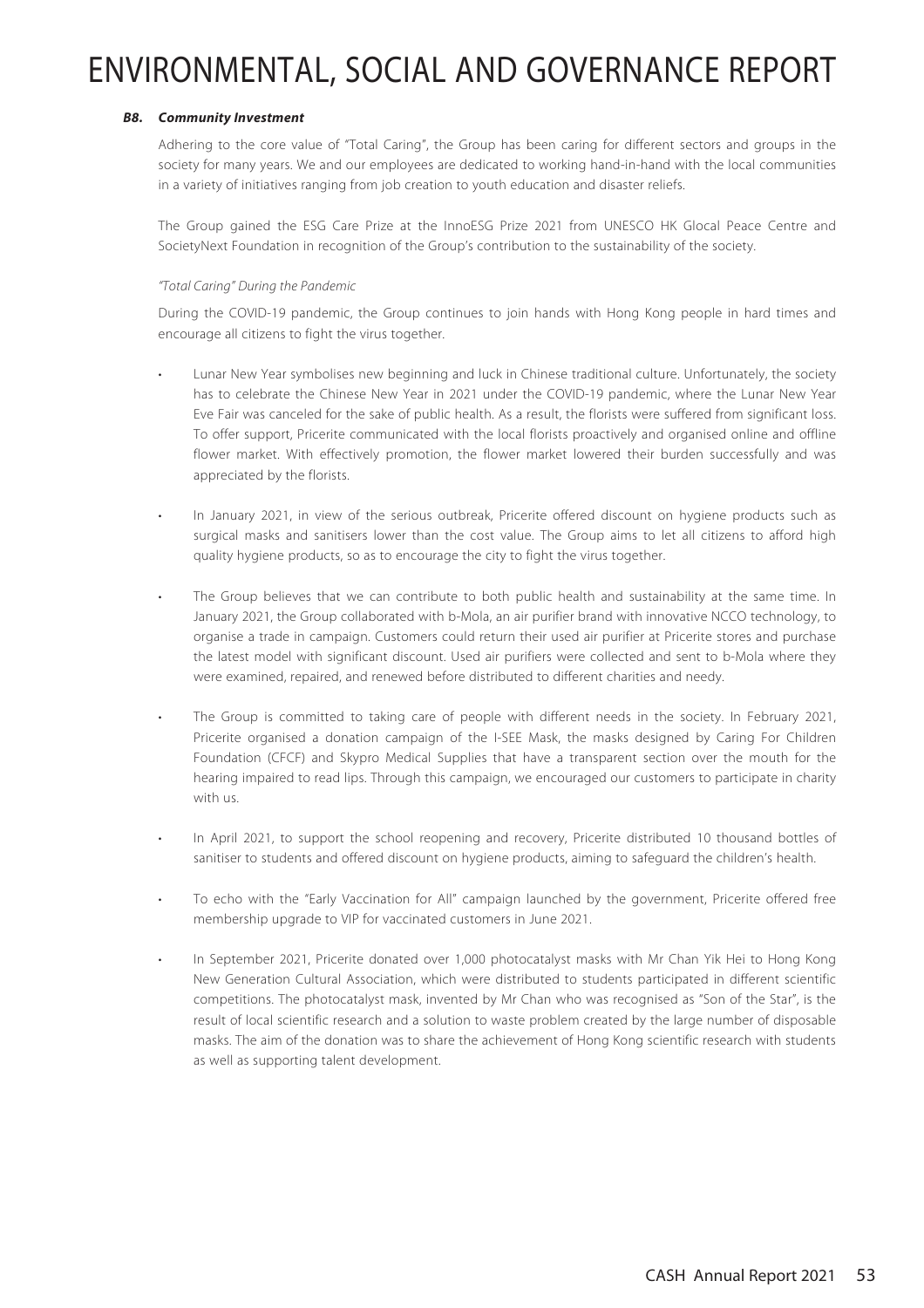# ENVIRONMENTAL, SOCIAL AND GOVERNANCE REPORT

### *B8. Community Investment*

Adhering to the core value of "Total Caring", the Group has been caring for different sectors and groups in the society for many years. We and our employees are dedicated to working hand-in-hand with the local communities in a variety of initiatives ranging from job creation to youth education and disaster reliefs.

The Group gained the ESG Care Prize at the InnoESG Prize 2021 from UNESCO HK Glocal Peace Centre and SocietyNext Foundation in recognition of the Group's contribution to the sustainability of the society.

*"Total Caring" During the Pandemic*

During the COVID-19 pandemic, the Group continues to join hands with Hong Kong people in hard times and encourage all citizens to fight the virus together.

- Lunar New Year symbolises new beginning and luck in Chinese traditional culture. Unfortunately, the society has to celebrate the Chinese New Year in 2021 under the COVID-19 pandemic, where the Lunar New Year Eve Fair was canceled for the sake of public health. As a result, the florists were suffered from significant loss. To offer support, Pricerite communicated with the local florists proactively and organised online and offline flower market. With effectively promotion, the flower market lowered their burden successfully and was appreciated by the florists.

- In January 2021, in view of the serious outbreak, Pricerite offered discount on hygiene products such as surgical masks and sanitisers lower than the cost value. The Group aims to let all citizens to afford high quality hygiene products, so as to encourage the city to fight the virus together.

- The Group believes that we can contribute to both public health and sustainability at the same time. In January 2021, the Group collaborated with b-Mola, an air purifier brand with innovative NCCO technology, to organise a trade in campaign. Customers could return their used air purifier at Pricerite stores and purchase the latest model with significant discount. Used air purifiers were collected and sent to b-Mola where they were examined, repaired, and renewed before distributed to different charities and needy.

- The Group is committed to taking care of people with different needs in the society. In February 2021, Pricerite organised a donation campaign of the I-SEE Mask, the masks designed by Caring For Children Foundation (CFCF) and Skypro Medical Supplies that have a transparent section over the mouth for the hearing impaired to read lips. Through this campaign, we encouraged our customers to participate in charity with us.

- In April 2021, to support the school reopening and recovery, Pricerite distributed 10 thousand bottles of sanitiser to students and offered discount on hygiene products, aiming to safeguard the children's health.

- To echo with the "Early Vaccination for All" campaign launched by the government, Pricerite offered free membership upgrade to VIP for vaccinated customers in June 2021.

- In September 2021, Pricerite donated over 1,000 photocatalyst masks with Mr Chan Yik Hei to Hong Kong New Generation Cultural Association, which were distributed to students participated in different scientific competitions. The photocatalyst mask, invented by Mr Chan who was recognised as "Son of the Star", is the result of local scientific research and a solution to waste problem created by the large number of disposable masks. The aim of the donation was to share the achievement of Hong Kong scientific research with students as well as supporting talent development.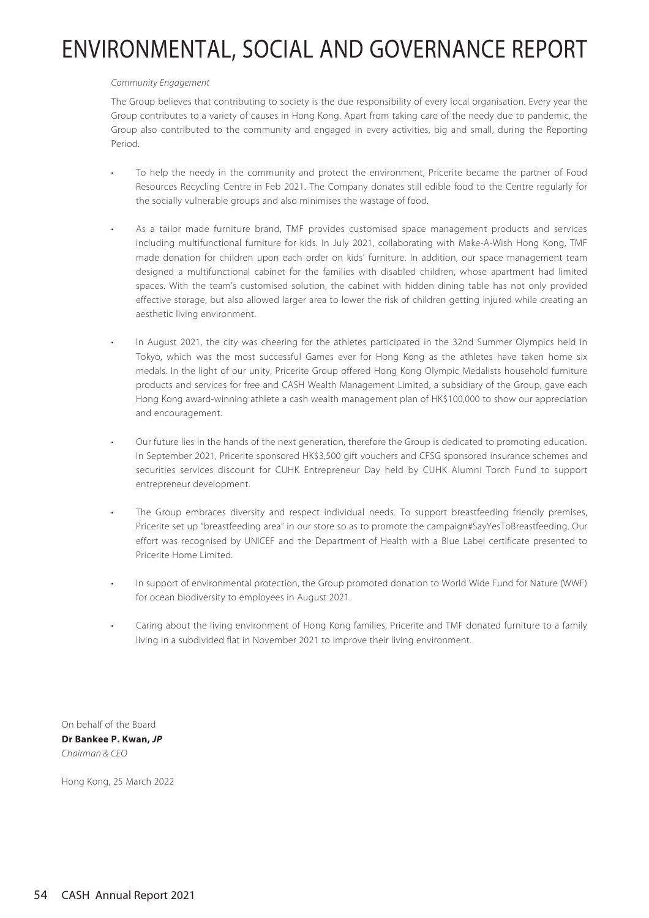*Community Engagement*

The Group believes that contributing to society is the due responsibility of every local organisation. Every year the Group contributes to a variety of causes in Hong Kong. Apart from taking care of the needy due to pandemic, the Group also contributed to the community and engaged in every activities, big and small, during the Reporting Period.

- To help the needy in the community and protect the environment, Pricerite became the partner of Food Resources Recycling Centre in Feb 2021. The Company donates still edible food to the Centre regularly for the socially vulnerable groups and also minimises the wastage of food.

- As a tailor made furniture brand, TMF provides customised space management products and services including multifunctional furniture for kids. In July 2021, collaborating with Make-A-Wish Hong Kong, TMF made donation for children upon each order on kids' furniture. In addition, our space management team designed a multifunctional cabinet for the families with disabled children, whose apartment had limited spaces. With the team's customised solution, the cabinet with hidden dining table has not only provided effective storage, but also allowed larger area to lower the risk of children getting injured while creating an aesthetic living environment.

- In August 2021, the city was cheering for the athletes participated in the 32nd Summer Olympics held in Tokyo, which was the most successful Games ever for Hong Kong as the athletes have taken home six medals. In the light of our unity, Pricerite Group offered Hong Kong Olympic Medalists household furniture products and services for free and CASH Wealth Management Limited, a subsidiary of the Group, gave each Hong Kong award-winning athlete a cash wealth management plan of HK$100,000 to show our appreciation and encouragement.

- Our future lies in the hands of the next generation, therefore the Group is dedicated to promoting education. In September 2021, Pricerite sponsored HK$3,500 gift vouchers and CFSG sponsored insurance schemes and securities services discount for CUHK Entrepreneur Day held by CUHK Alumni Torch Fund to support entrepreneur development.

- The Group embraces diversity and respect individual needs. To support breastfeeding friendly premises, Pricerite set up "breastfeeding area" in our store so as to promote the campaign#SayYesToBreastfeeding. Our effort was recognised by UNICEF and the Department of Health with a Blue Label certificate presented to Pricerite Home Limited.

- In support of environmental protection, the Group promoted donation to World Wide Fund for Nature (WWF) for ocean biodiversity to employees in August 2021.

- Caring about the living environment of Hong Kong families, Pricerite and TMF donated furniture to a family living in a subdivided flat in November 2021 to improve their living environment.

On behalf of the Board
**Dr Bankee P. Kwan, *JP***
*Chairman & CEO*

Hong Kong, 25 March 2022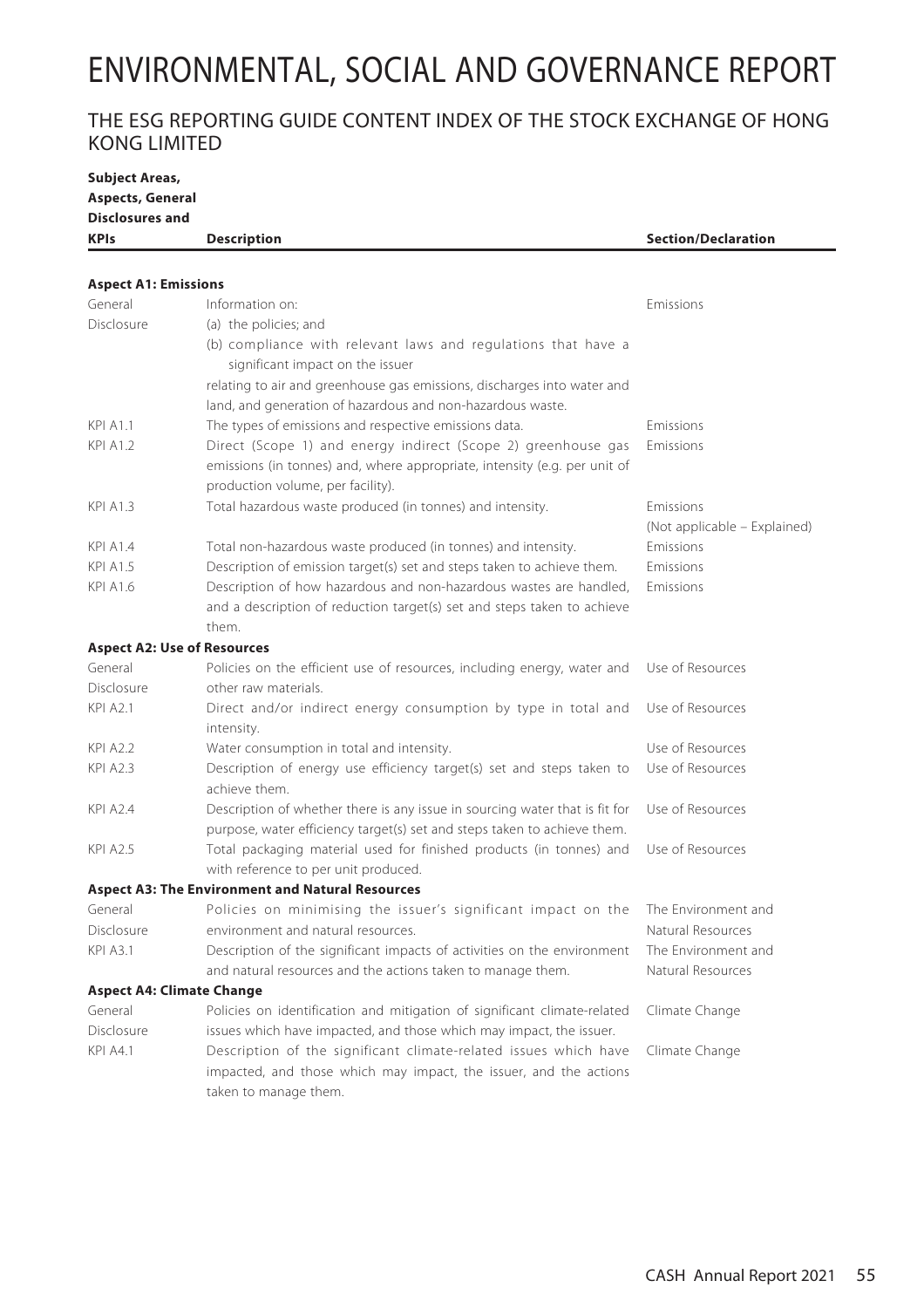# ENVIRONMENTAL, SOCIAL AND GOVERNANCE REPORT

## THE ESG REPORTING GUIDE CONTENT INDEX OF THE STOCK EXCHANGE OF HONG KONG LIMITED

| Subject Areas, Aspects, General Disclosures and KPIs | Description | Section/Declaration |
|---|---|---|
| **Aspect A1: Emissions** | | |
| General Disclosure | Information on:<br>(a) the policies; and<br>(b) compliance with relevant laws and regulations that have a significant impact on the issuer<br>relating to air and greenhouse gas emissions, discharges into water and land, and generation of hazardous and non-hazardous waste. | Emissions |
| KPI A1.1 | The types of emissions and respective emissions data. | Emissions |
| KPI A1.2 | Direct (Scope 1) and energy indirect (Scope 2) greenhouse gas emissions (in tonnes) and, where appropriate, intensity (e.g. per unit of production volume, per facility). | Emissions |
| KPI A1.3 | Total hazardous waste produced (in tonnes) and intensity. | Emissions<br>(Not applicable – Explained) |
| KPI A1.4 | Total non-hazardous waste produced (in tonnes) and intensity. | Emissions |
| KPI A1.5 | Description of emission target(s) set and steps taken to achieve them. | Emissions |
| KPI A1.6 | Description of how hazardous and non-hazardous wastes are handled, and a description of reduction target(s) set and steps taken to achieve them. | Emissions |
| **Aspect A2: Use of Resources** | | |
| General Disclosure | Policies on the efficient use of resources, including energy, water and other raw materials. | Use of Resources |
| KPI A2.1 | Direct and/or indirect energy consumption by type in total and intensity. | Use of Resources |
| KPI A2.2 | Water consumption in total and intensity. | Use of Resources |
| KPI A2.3 | Description of energy use efficiency target(s) set and steps taken to achieve them. | Use of Resources |
| KPI A2.4 | Description of whether there is any issue in sourcing water that is fit for purpose, water efficiency target(s) set and steps taken to achieve them. | Use of Resources |
| KPI A2.5 | Total packaging material used for finished products (in tonnes) and with reference to per unit produced. | Use of Resources |
| **Aspect A3: The Environment and Natural Resources** | | |
| General Disclosure | Policies on minimising the issuer's significant impact on the environment and natural resources. | The Environment and Natural Resources |
| KPI A3.1 | Description of the significant impacts of activities on the environment and natural resources and the actions taken to manage them. | The Environment and Natural Resources |
| **Aspect A4: Climate Change** | | |
| General Disclosure | Policies on identification and mitigation of significant climate-related issues which have impacted, and those which may impact, the issuer. | Climate Change |
| KPI A4.1 | Description of the significant climate-related issues which have impacted, and those which may impact, the issuer, and the actions taken to manage them. | Climate Change |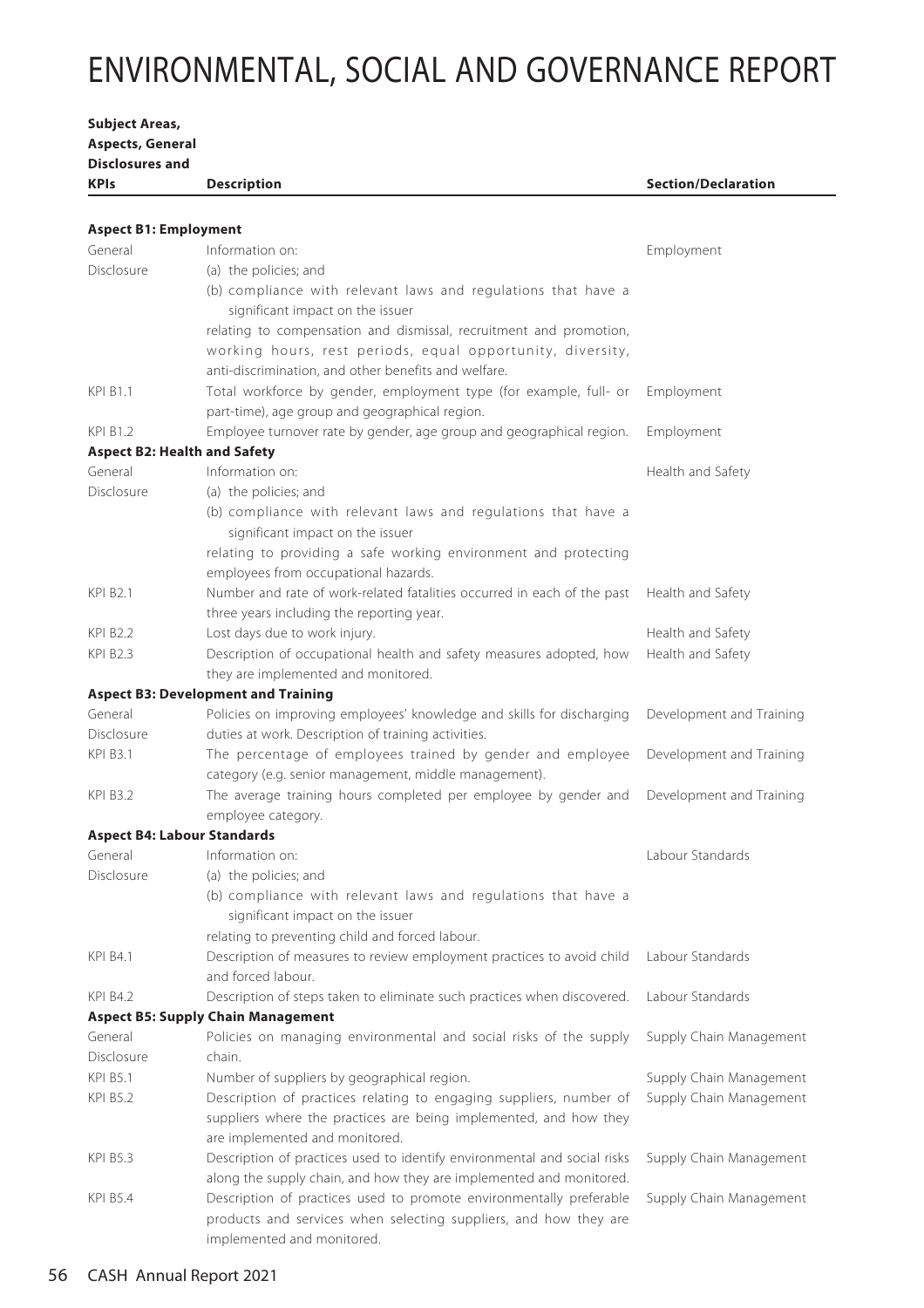# ENVIRONMENTAL, SOCIAL AND GOVERNANCE REPORT

| Subject Areas, Aspects, General Disclosures and KPIs | Description | Section/Declaration |
|---|---|---|
| **Aspect B1: Employment** | | |
| General Disclosure | Information on:<br>(a) the policies; and<br>(b) compliance with relevant laws and regulations that have a significant impact on the issuer<br>relating to compensation and dismissal, recruitment and promotion, working hours, rest periods, equal opportunity, diversity, anti-discrimination, and other benefits and welfare. | Employment |
| KPI B1.1 | Total workforce by gender, employment type (for example, full- or part-time), age group and geographical region. | Employment |
| KPI B1.2 | Employee turnover rate by gender, age group and geographical region. | Employment |
| **Aspect B2: Health and Safety** | | |
| General Disclosure | Information on:<br>(a) the policies; and<br>(b) compliance with relevant laws and regulations that have a significant impact on the issuer<br>relating to providing a safe working environment and protecting employees from occupational hazards. | Health and Safety |
| KPI B2.1 | Number and rate of work-related fatalities occurred in each of the past three years including the reporting year. | Health and Safety |
| KPI B2.2 | Lost days due to work injury. | Health and Safety |
| KPI B2.3 | Description of occupational health and safety measures adopted, how they are implemented and monitored. | Health and Safety |
| **Aspect B3: Development and Training** | | |
| General Disclosure | Policies on improving employees' knowledge and skills for discharging duties at work. Description of training activities. | Development and Training |
| KPI B3.1 | The percentage of employees trained by gender and employee category (e.g. senior management, middle management). | Development and Training |
| KPI B3.2 | The average training hours completed per employee by gender and employee category. | Development and Training |
| **Aspect B4: Labour Standards** | | |
| General Disclosure | Information on:<br>(a) the policies; and<br>(b) compliance with relevant laws and regulations that have a significant impact on the issuer<br>relating to preventing child and forced labour. | Labour Standards |
| KPI B4.1 | Description of measures to review employment practices to avoid child and forced labour. | Labour Standards |
| KPI B4.2 | Description of steps taken to eliminate such practices when discovered. | Labour Standards |
| **Aspect B5: Supply Chain Management** | | |
| General Disclosure | Policies on managing environmental and social risks of the supply chain. | Supply Chain Management |
| KPI B5.1 | Number of suppliers by geographical region. | Supply Chain Management |
| KPI B5.2 | Description of practices relating to engaging suppliers, number of suppliers where the practices are being implemented, and how they are implemented and monitored. | Supply Chain Management |
| KPI B5.3 | Description of practices used to identify environmental and social risks along the supply chain, and how they are implemented and monitored. | Supply Chain Management |
| KPI B5.4 | Description of practices used to promote environmentally preferable products and services when selecting suppliers, and how they are implemented and monitored. | Supply Chain Management |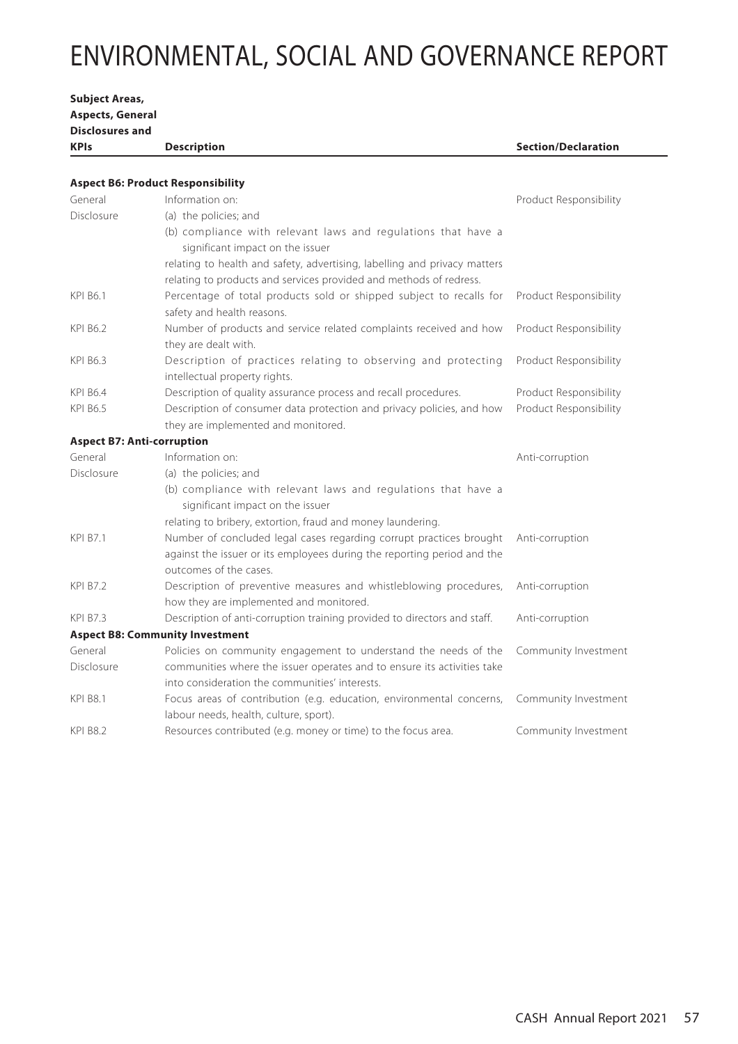# ENVIRONMENTAL, SOCIAL AND GOVERNANCE REPORT

| Subject Areas, Aspects, General Disclosures and KPIs | Description | Section/Declaration |
|---|---|---|
| **Aspect B6: Product Responsibility** | | |
| General Disclosure | Information on:<br>(a) the policies; and<br>(b) compliance with relevant laws and regulations that have a significant impact on the issuer<br>relating to health and safety, advertising, labelling and privacy matters relating to products and services provided and methods of redress. | Product Responsibility |
| KPI B6.1 | Percentage of total products sold or shipped subject to recalls for safety and health reasons. | Product Responsibility |
| KPI B6.2 | Number of products and service related complaints received and how they are dealt with. | Product Responsibility |
| KPI B6.3 | Description of practices relating to observing and protecting intellectual property rights. | Product Responsibility |
| KPI B6.4 | Description of quality assurance process and recall procedures. | Product Responsibility |
| KPI B6.5 | Description of consumer data protection and privacy policies, and how they are implemented and monitored. | Product Responsibility |
| **Aspect B7: Anti-corruption** | | |
| General Disclosure | Information on:<br>(a) the policies; and<br>(b) compliance with relevant laws and regulations that have a significant impact on the issuer<br>relating to bribery, extortion, fraud and money laundering. | Anti-corruption |
| KPI B7.1 | Number of concluded legal cases regarding corrupt practices brought against the issuer or its employees during the reporting period and the outcomes of the cases. | Anti-corruption |
| KPI B7.2 | Description of preventive measures and whistleblowing procedures, how they are implemented and monitored. | Anti-corruption |
| KPI B7.3 | Description of anti-corruption training provided to directors and staff. | Anti-corruption |
| **Aspect B8: Community Investment** | | |
| General Disclosure | Policies on community engagement to understand the needs of the communities where the issuer operates and to ensure its activities take into consideration the communities' interests. | Community Investment |
| KPI B8.1 | Focus areas of contribution (e.g. education, environmental concerns, labour needs, health, culture, sport). | Community Investment |
| KPI B8.2 | Resources contributed (e.g. money or time) to the focus area. | Community Investment |